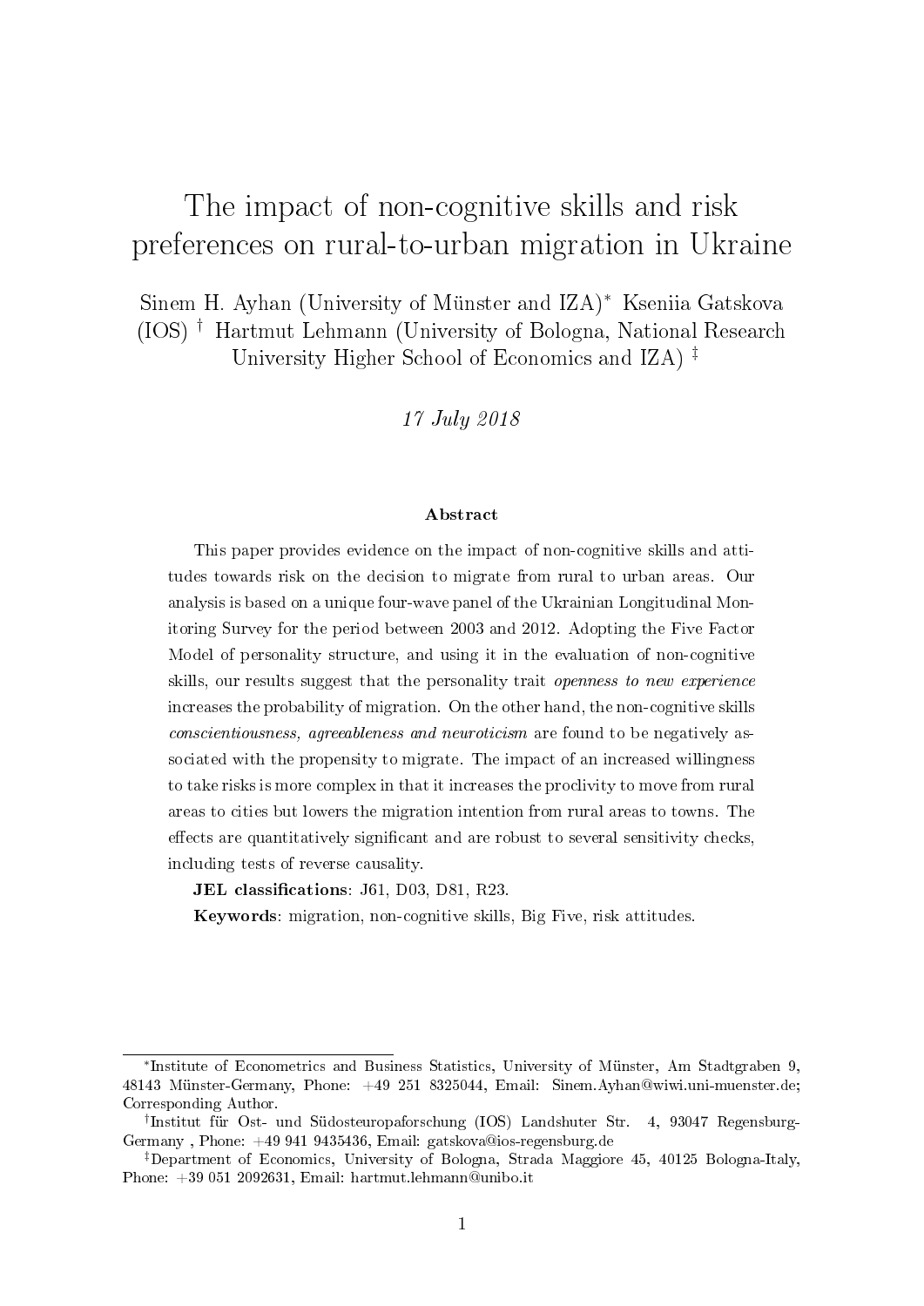# The impact of non-cognitive skills and risk preferences on rural-to-urban migration in Ukraine

Sinem H. Ayhan (University of Münster and IZA)[*] Kseniia Gatskova (IOS)[†] Hartmut Lehmann (University of Bologna, National Research University Higher School of Economics and IZA)[‡]

*17 July 2018*

### Abstract

This paper provides evidence on the impact of non-cognitive skills and attitudes towards risk on the decision to migrate from rural to urban areas. Our analysis is based on a unique four-wave panel of the Ukrainian Longitudinal Monitoring Survey for the period between 2003 and 2012. Adopting the Five Factor Model of personality structure, and using it in the evaluation of non-cognitive skills, our results suggest that the personality trait *openness to new experience* increases the probability of migration. On the other hand, the non-cognitive skills *conscientiousness, agreeableness and neuroticism* are found to be negatively associated with the propensity to migrate. The impact of an increased willingness to take risks is more complex in that it increases the proclivity to move from rural areas to cities but lowers the migration intention from rural areas to towns. The effects are quantitatively significant and are robust to several sensitivity checks, including tests of reverse causality.

**JEL classifications**: J61, D03, D81, R23.

**Keywords**: migration, non-cognitive skills, Big Five, risk attitudes.

---

[*] Institute of Econometrics and Business Statistics, University of Münster, Am Stadtgraben 9, 48143 Münster-Germany, Phone: +49 251 8325044, Email: Sinem.Ayhan@wiwi.uni-muenster.de; Corresponding Author.

[†] Institut für Ost- und Südosteuropaforschung (IOS) Landshuter Str. 4, 93047 Regensburg-Germany , Phone: +49 941 9435436, Email: gatskova@ios-regensburg.de

[‡] Department of Economics, University of Bologna, Strada Maggiore 45, 40125 Bologna-Italy, Phone: +39 051 2092631, Email: hartmut.lehmann@unibo.it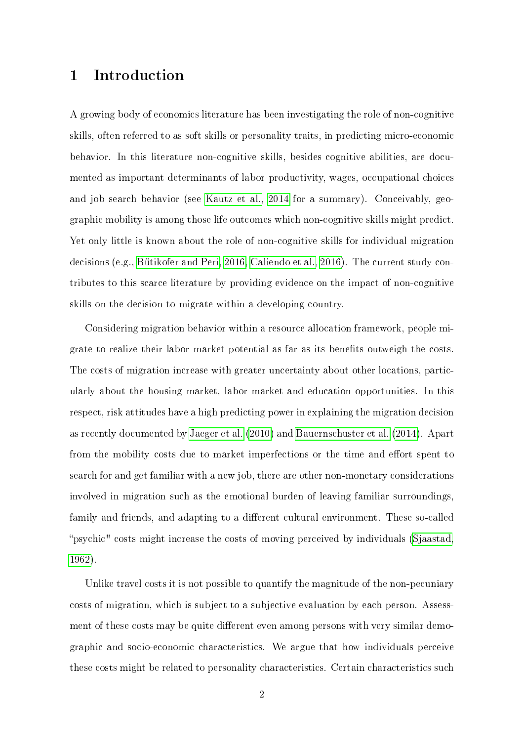# 1 Introduction

A growing body of economics literature has been investigating the role of non-cognitive skills, often referred to as soft skills or personality traits, in predicting micro-economic behavior. In this literature non-cognitive skills, besides cognitive abilities, are documented as important determinants of labor productivity, wages, occupational choices and job search behavior (see Kautz et al. 2014 for a summary). Conceivably, geographic mobility is among those life outcomes which non-cognitive skills might predict. Yet only little is known about the role of non-cognitive skills for individual migration decisions (e.g., Bütikofer and Peri, 2016; Caliendo et al., 2016). The current study contributes to this scarce literature by providing evidence on the impact of non-cognitive skills on the decision to migrate within a developing country.

Considering migration behavior within a resource allocation framework, people migrate to realize their labor market potential as far as its benefits outweigh the costs. The costs of migration increase with greater uncertainty about other locations, particularly about the housing market, labor market and education opportunities. In this respect, risk attitudes have a high predicting power in explaining the migration decision as recently documented by Jaeger et al. (2010) and Bauernschuster et al. (2014). Apart from the mobility costs due to market imperfections or the time and effort spent to search for and get familiar with a new job, there are other non-monetary considerations involved in migration such as the emotional burden of leaving familiar surroundings, family and friends, and adapting to a different cultural environment. These so-called "psychic" costs might increase the costs of moving perceived by individuals (Sjaastad, 1962).

Unlike travel costs it is not possible to quantify the magnitude of the non-pecuniary costs of migration, which is subject to a subjective evaluation by each person. Assessment of these costs may be quite different even among persons with very similar demographic and socio-economic characteristics. We argue that how individuals perceive these costs might be related to personality characteristics. Certain characteristics such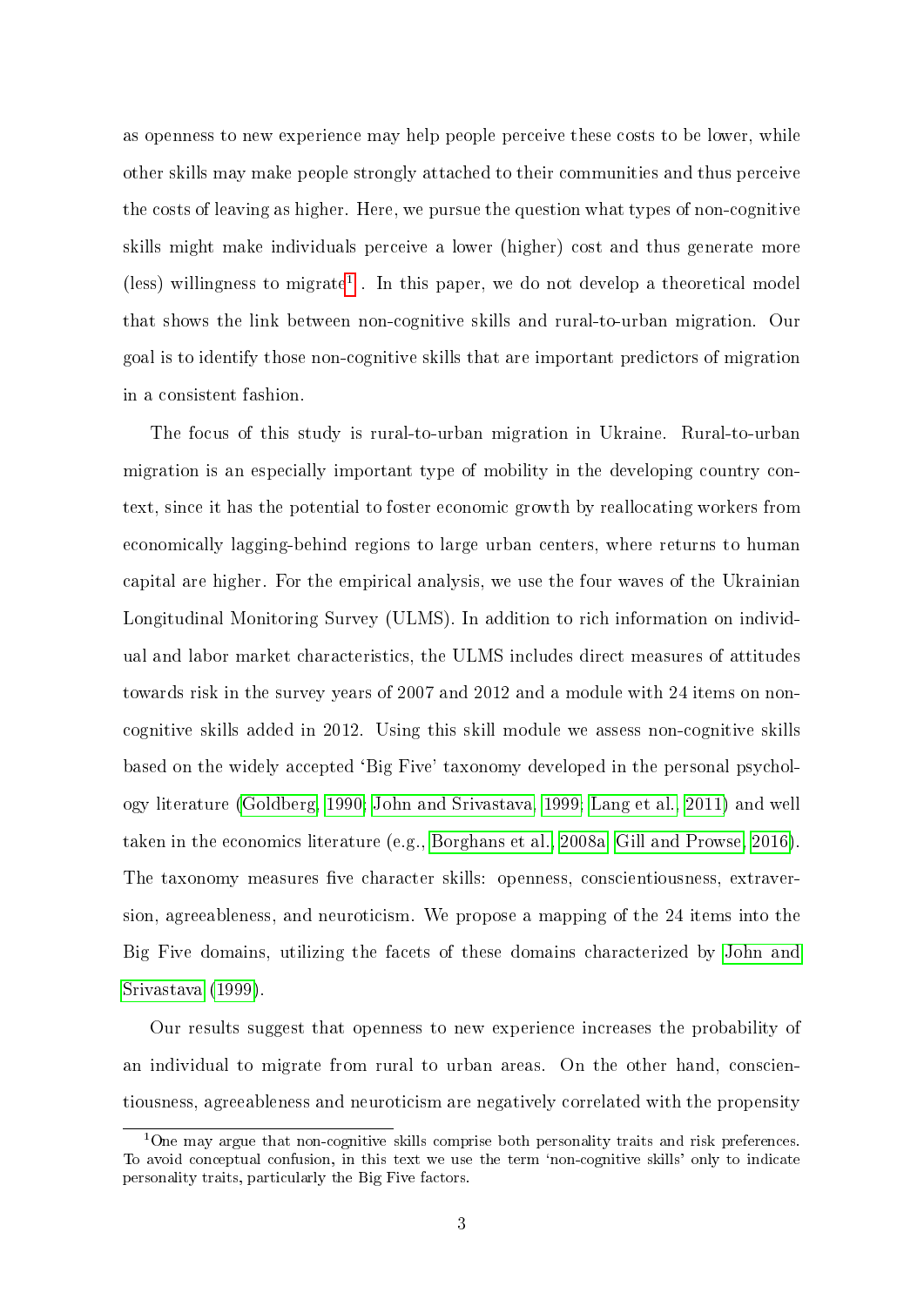as openness to new experience may help people perceive these costs to be lower, while other skills may make people strongly attached to their communities and thus perceive the costs of leaving as higher. Here, we pursue the question what types of non-cognitive skills might make individuals perceive a lower (higher) cost and thus generate more (less) willingness to migrate[1] . In this paper, we do not develop a theoretical model that shows the link between non-cognitive skills and rural-to-urban migration. Our goal is to identify those non-cognitive skills that are important predictors of migration in a consistent fashion.

The focus of this study is rural-to-urban migration in Ukraine. Rural-to-urban migration is an especially important type of mobility in the developing country context, since it has the potential to foster economic growth by reallocating workers from economically lagging-behind regions to large urban centers, where returns to human capital are higher. For the empirical analysis, we use the four waves of the Ukrainian Longitudinal Monitoring Survey (ULMS). In addition to rich information on individual and labor market characteristics, the ULMS includes direct measures of attitudes towards risk in the survey years of 2007 and 2012 and a module with 24 items on non-cognitive skills added in 2012. Using this skill module we assess non-cognitive skills based on the widely accepted 'Big Five' taxonomy developed in the personal psychology literature (Goldberg, 1990; John and Srivastava, 1999; Lang et al., 2011) and well taken in the economics literature (e.g., Borghans et al., 2008a; Gill and Prowse, 2016). The taxonomy measures five character skills: openness, conscientiousness, extraversion, agreeableness, and neuroticism. We propose a mapping of the 24 items into the Big Five domains, utilizing the facets of these domains characterized by John and Srivastava (1999).

Our results suggest that openness to new experience increases the probability of an individual to migrate from rural to urban areas. On the other hand, conscientiousness, agreeableness and neuroticism are negatively correlated with the propensity

[1] One may argue that non-cognitive skills comprise both personality traits and risk preferences. To avoid conceptual confusion, in this text we use the term 'non-cognitive skills' only to indicate personality traits, particularly the Big Five factors.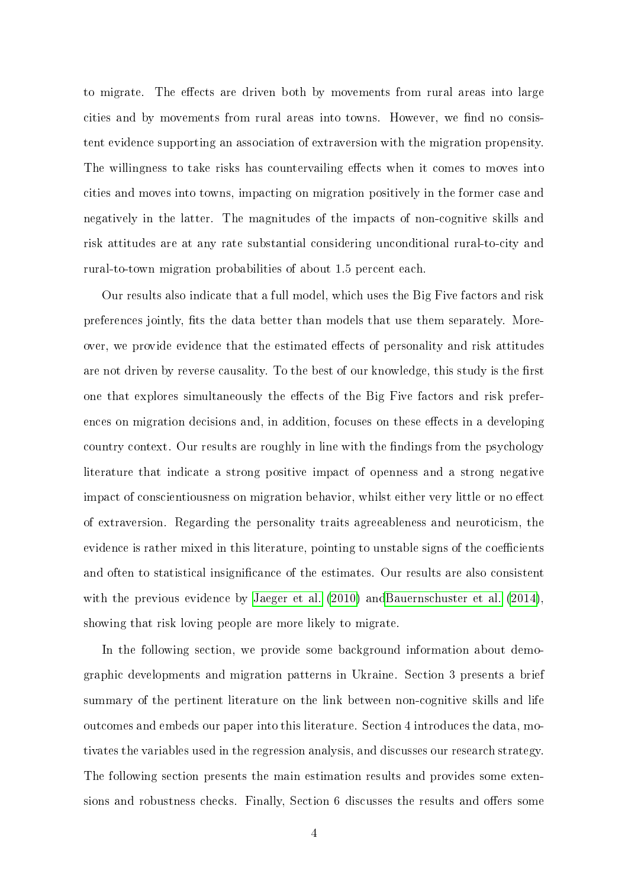to migrate. The effects are driven both by movements from rural areas into large cities and by movements from rural areas into towns. However, we find no consistent evidence supporting an association of extraversion with the migration propensity. The willingness to take risks has countervailing effects when it comes to moves into cities and moves into towns, impacting on migration positively in the former case and negatively in the latter. The magnitudes of the impacts of non-cognitive skills and risk attitudes are at any rate substantial considering unconditional rural-to-city and rural-to-town migration probabilities of about 1.5 percent each.

Our results also indicate that a full model, which uses the Big Five factors and risk preferences jointly, fits the data better than models that use them separately. Moreover, we provide evidence that the estimated effects of personality and risk attitudes are not driven by reverse causality. To the best of our knowledge, this study is the first one that explores simultaneously the effects of the Big Five factors and risk preferences on migration decisions and, in addition, focuses on these effects in a developing country context. Our results are roughly in line with the findings from the psychology literature that indicate a strong positive impact of openness and a strong negative impact of conscientiousness on migration behavior, whilst either very little or no effect of extraversion. Regarding the personality traits agreeableness and neuroticism, the evidence is rather mixed in this literature, pointing to unstable signs of the coefficients and often to statistical insignificance of the estimates. Our results are also consistent with the previous evidence by Jaeger et al. (2010) andBauernschuster et al. (2014), showing that risk loving people are more likely to migrate.

In the following section, we provide some background information about demographic developments and migration patterns in Ukraine. Section 3 presents a brief summary of the pertinent literature on the link between non-cognitive skills and life outcomes and embeds our paper into this literature. Section 4 introduces the data, motivates the variables used in the regression analysis, and discusses our research strategy. The following section presents the main estimation results and provides some extensions and robustness checks. Finally, Section 6 discusses the results and offers some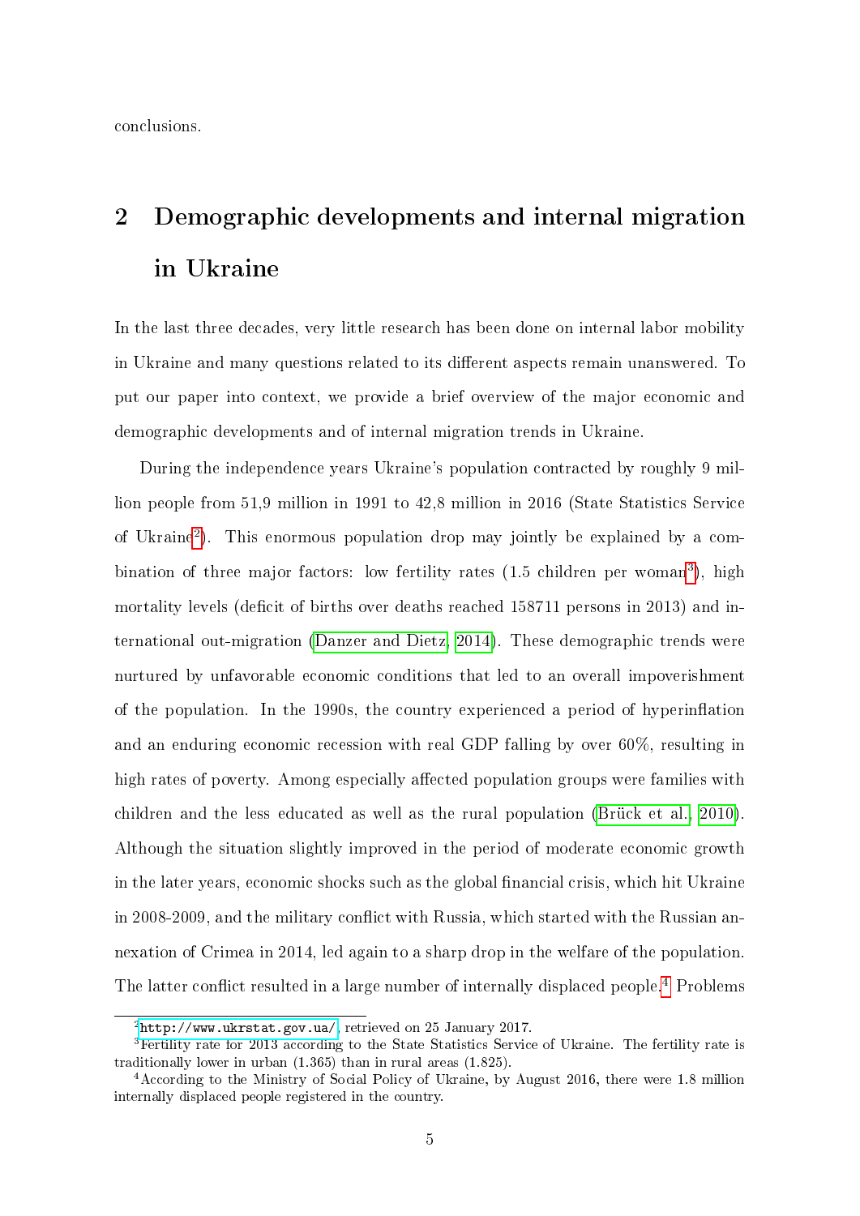conclusions.

## 2 Demographic developments and internal migration in Ukraine

In the last three decades, very little research has been done on internal labor mobility in Ukraine and many questions related to its different aspects remain unanswered. To put our paper into context, we provide a brief overview of the major economic and demographic developments and of internal migration trends in Ukraine.

During the independence years Ukraine's population contracted by roughly 9 million people from 51,9 million in 1991 to 42,8 million in 2016 (State Statistics Service of Ukraine[2]). This enormous population drop may jointly be explained by a combination of three major factors: low fertility rates (1.5 children per woman[3]), high mortality levels (deficit of births over deaths reached 158711 persons in 2013) and international out-migration (Danzer and Dietz, 2014). These demographic trends were nurtured by unfavorable economic conditions that led to an overall impoverishment of the population. In the 1990s, the country experienced a period of hyperinflation and an enduring economic recession with real GDP falling by over 60%, resulting in high rates of poverty. Among especially affected population groups were families with children and the less educated as well as the rural population (Brück et al., 2010). Although the situation slightly improved in the period of moderate economic growth in the later years, economic shocks such as the global financial crisis, which hit Ukraine in 2008-2009, and the military conflict with Russia, which started with the Russian annexation of Crimea in 2014, led again to a sharp drop in the welfare of the population. The latter conflict resulted in a large number of internally displaced people.[4] Problems

---

[2] http://www.ukrstat.gov.ua/, retrieved on 25 January 2017.

[3] Fertility rate for 2013 according to the State Statistics Service of Ukraine. The fertility rate is traditionally lower in urban (1.365) than in rural areas (1.825).

[4] According to the Ministry of Social Policy of Ukraine, by August 2016, there were 1.8 million internally displaced people registered in the country.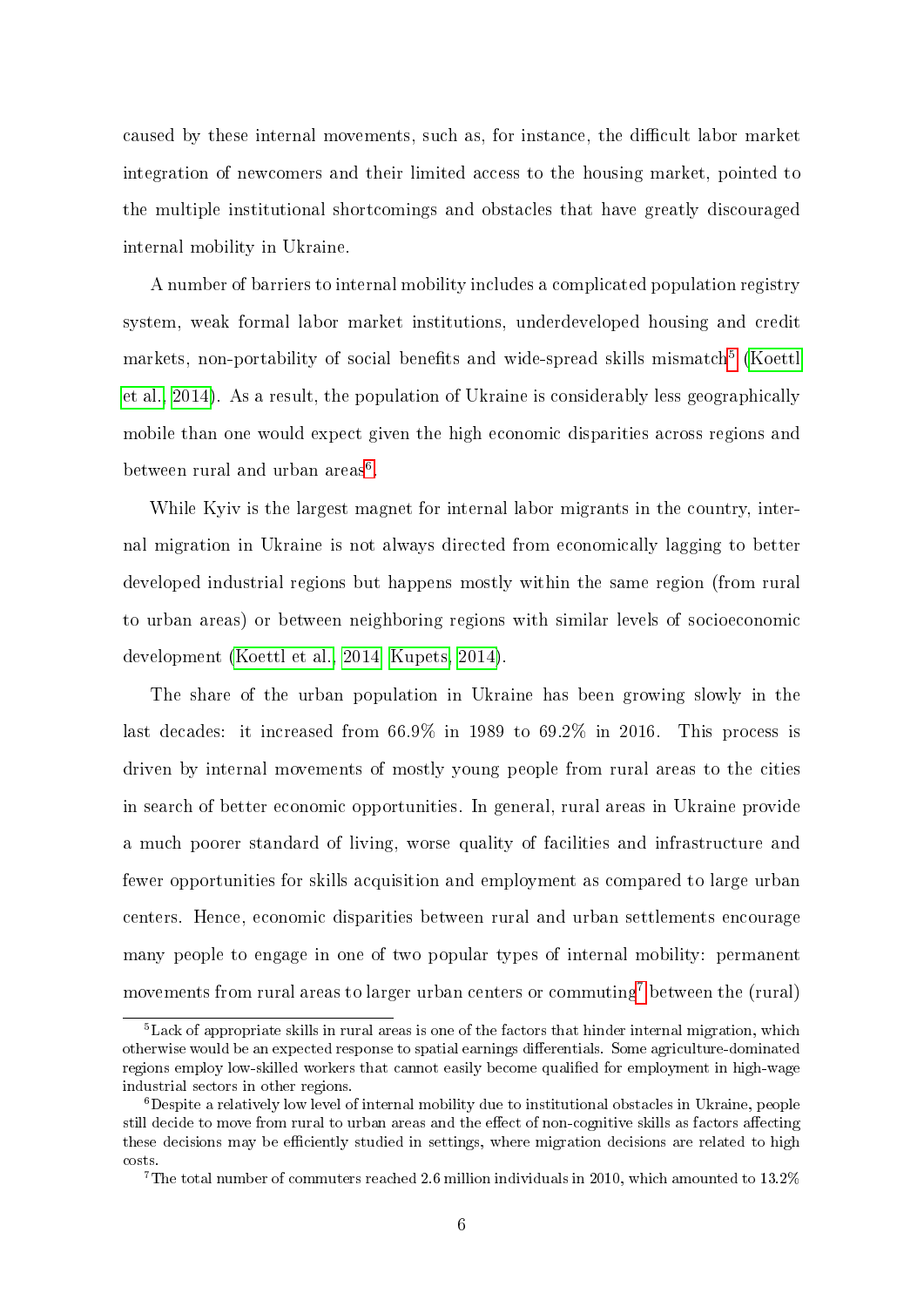caused by these internal movements, such as, for instance, the difficult labor market integration of newcomers and their limited access to the housing market, pointed to the multiple institutional shortcomings and obstacles that have greatly discouraged internal mobility in Ukraine.

A number of barriers to internal mobility includes a complicated population registry system, weak formal labor market institutions, underdeveloped housing and credit markets, non-portability of social benefits and wide-spread skills mismatch[5] (Koettl et al., 2014). As a result, the population of Ukraine is considerably less geographically mobile than one would expect given the high economic disparities across regions and between rural and urban areas[6].

While Kyiv is the largest magnet for internal labor migrants in the country, internal migration in Ukraine is not always directed from economically lagging to better developed industrial regions but happens mostly within the same region (from rural to urban areas) or between neighboring regions with similar levels of socioeconomic development (Koettl et al., 2014; Kupets, 2014).

The share of the urban population in Ukraine has been growing slowly in the last decades: it increased from 66.9% in 1989 to 69.2% in 2016. This process is driven by internal movements of mostly young people from rural areas to the cities in search of better economic opportunities. In general, rural areas in Ukraine provide a much poorer standard of living, worse quality of facilities and infrastructure and fewer opportunities for skills acquisition and employment as compared to large urban centers. Hence, economic disparities between rural and urban settlements encourage many people to engage in one of two popular types of internal mobility: permanent movements from rural areas to larger urban centers or commuting[7] between the (rural)

[5] Lack of appropriate skills in rural areas is one of the factors that hinder internal migration, which otherwise would be an expected response to spatial earnings differentials. Some agriculture-dominated regions employ low-skilled workers that cannot easily become qualified for employment in high-wage industrial sectors in other regions.

[6] Despite a relatively low level of internal mobility due to institutional obstacles in Ukraine, people still decide to move from rural to urban areas and the effect of non-cognitive skills as factors affecting these decisions may be efficiently studied in settings, where migration decisions are related to high costs.

[7] The total number of commuters reached 2.6 million individuals in 2010, which amounted to 13.2%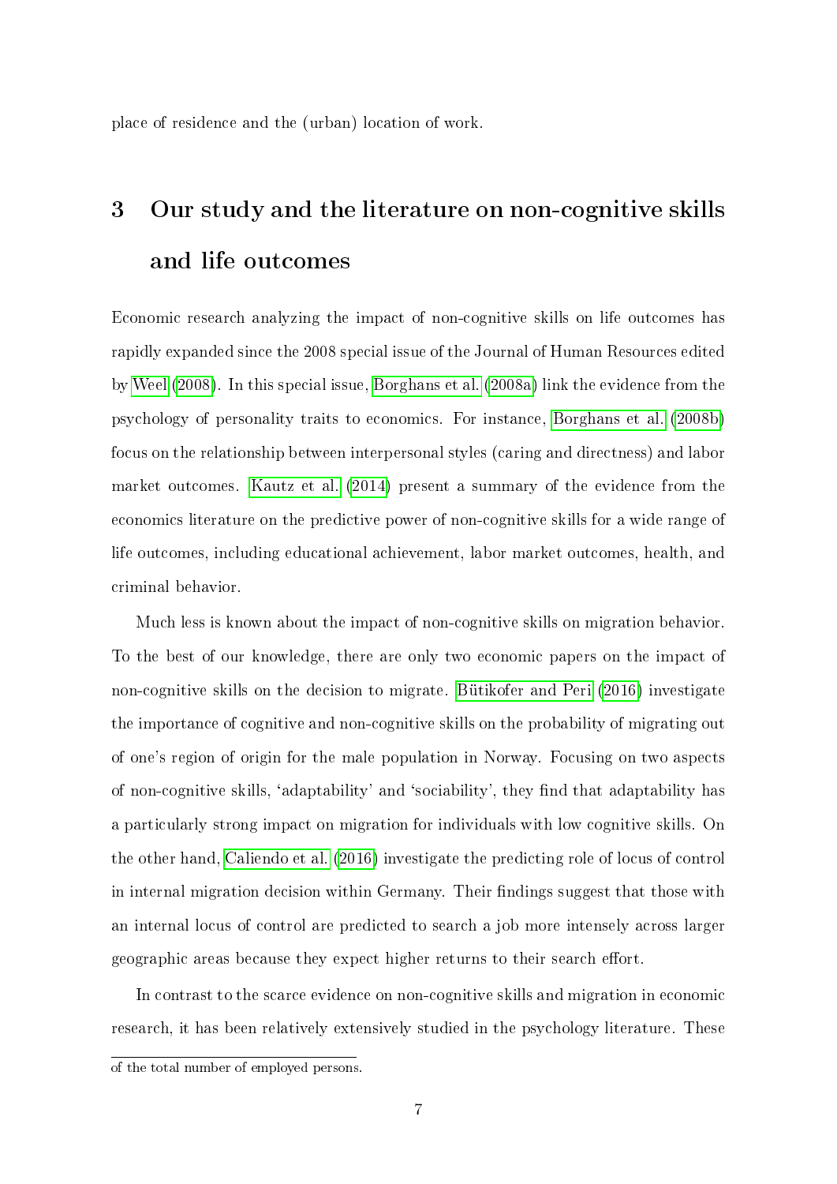place of residence and the (urban) location of work.

# 3 Our study and the literature on non-cognitive skills and life outcomes

Economic research analyzing the impact of non-cognitive skills on life outcomes has rapidly expanded since the 2008 special issue of the Journal of Human Resources edited by Weel (2008). In this special issue, Borghans et al. (2008a) link the evidence from the psychology of personality traits to economics. For instance, Borghans et al. (2008b) focus on the relationship between interpersonal styles (caring and directness) and labor market outcomes. Kautz et al. (2014) present a summary of the evidence from the economics literature on the predictive power of non-cognitive skills for a wide range of life outcomes, including educational achievement, labor market outcomes, health, and criminal behavior.

Much less is known about the impact of non-cognitive skills on migration behavior. To the best of our knowledge, there are only two economic papers on the impact of non-cognitive skills on the decision to migrate. Bütikofer and Peri (2016) investigate the importance of cognitive and non-cognitive skills on the probability of migrating out of one's region of origin for the male population in Norway. Focusing on two aspects of non-cognitive skills, 'adaptability' and 'sociability', they find that adaptability has a particularly strong impact on migration for individuals with low cognitive skills. On the other hand, Caliendo et al. (2016) investigate the predicting role of locus of control in internal migration decision within Germany. Their findings suggest that those with an internal locus of control are predicted to search a job more intensely across larger geographic areas because they expect higher returns to their search effort.

In contrast to the scarce evidence on non-cognitive skills and migration in economic research, it has been relatively extensively studied in the psychology literature. These

of the total number of employed persons.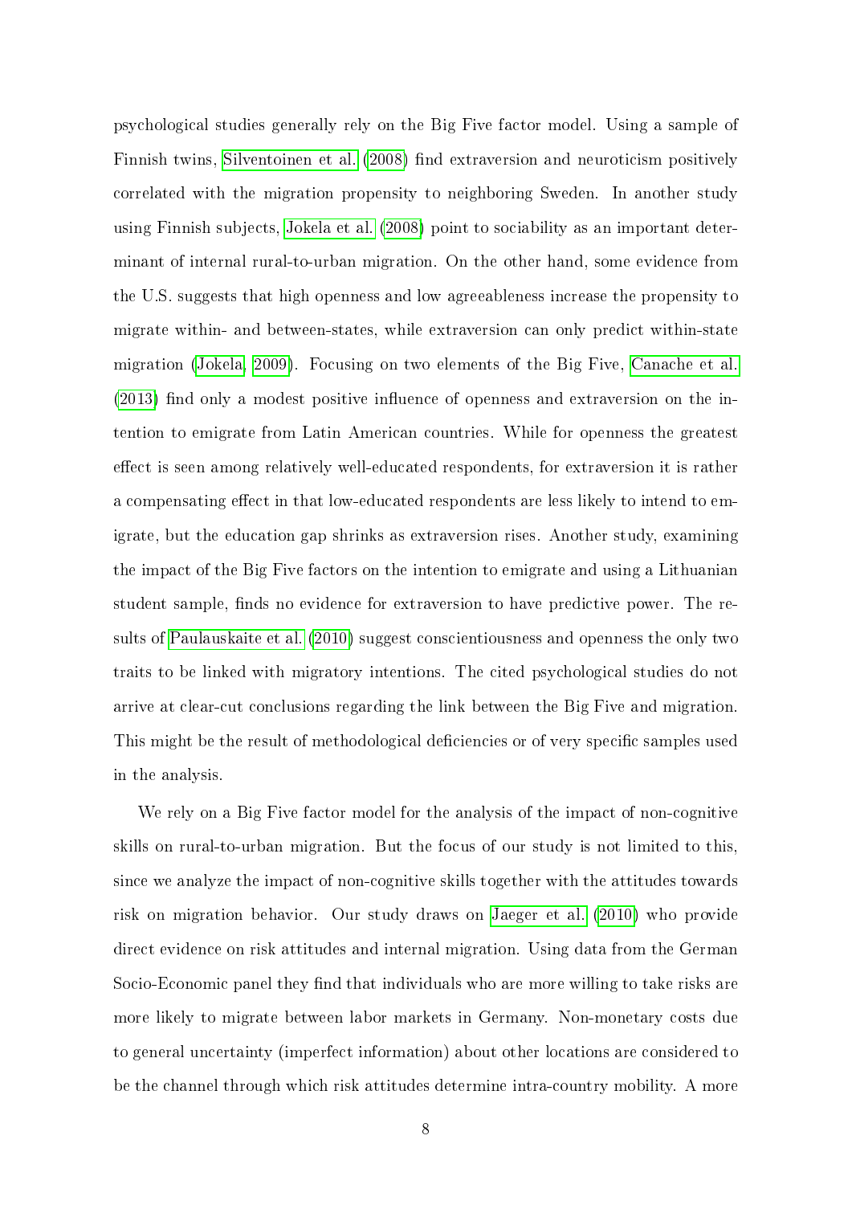psychological studies generally rely on the Big Five factor model. Using a sample of Finnish twins, Silventoinen et al. (2008) find extraversion and neuroticism positively correlated with the migration propensity to neighboring Sweden. In another study using Finnish subjects, Jokela et al. (2008) point to sociability as an important determinant of internal rural-to-urban migration. On the other hand, some evidence from the U.S. suggests that high openness and low agreeableness increase the propensity to migrate within- and between-states, while extraversion can only predict within-state migration (Jokela, 2009). Focusing on two elements of the Big Five, Canache et al. (2013) find only a modest positive influence of openness and extraversion on the intention to emigrate from Latin American countries. While for openness the greatest effect is seen among relatively well-educated respondents, for extraversion it is rather a compensating effect in that low-educated respondents are less likely to intend to emigrate, but the education gap shrinks as extraversion rises. Another study, examining the impact of the Big Five factors on the intention to emigrate and using a Lithuanian student sample, finds no evidence for extraversion to have predictive power. The results of Paulauskaite et al. (2010) suggest conscientiousness and openness the only two traits to be linked with migratory intentions. The cited psychological studies do not arrive at clear-cut conclusions regarding the link between the Big Five and migration. This might be the result of methodological deficiencies or of very specific samples used in the analysis.

We rely on a Big Five factor model for the analysis of the impact of non-cognitive skills on rural-to-urban migration. But the focus of our study is not limited to this, since we analyze the impact of non-cognitive skills together with the attitudes towards risk on migration behavior. Our study draws on Jaeger et al. (2010) who provide direct evidence on risk attitudes and internal migration. Using data from the German Socio-Economic panel they find that individuals who are more willing to take risks are more likely to migrate between labor markets in Germany. Non-monetary costs due to general uncertainty (imperfect information) about other locations are considered to be the channel through which risk attitudes determine intra-country mobility. A more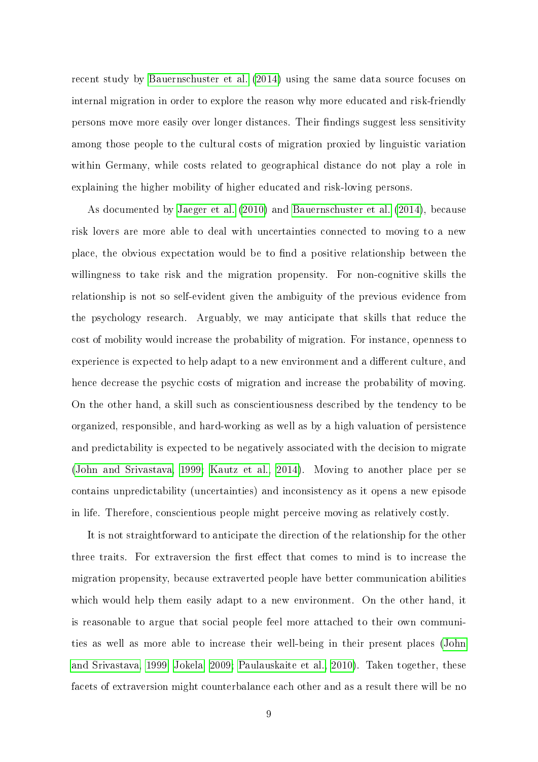recent study by Bauernschuster et al. (2014) using the same data source focuses on internal migration in order to explore the reason why more educated and risk-friendly persons move more easily over longer distances. Their findings suggest less sensitivity among those people to the cultural costs of migration proxied by linguistic variation within Germany, while costs related to geographical distance do not play a role in explaining the higher mobility of higher educated and risk-loving persons.

As documented by Jaeger et al. (2010) and Bauernschuster et al. (2014), because risk lovers are more able to deal with uncertainties connected to moving to a new place, the obvious expectation would be to find a positive relationship between the willingness to take risk and the migration propensity. For non-cognitive skills the relationship is not so self-evident given the ambiguity of the previous evidence from the psychology research. Arguably, we may anticipate that skills that reduce the cost of mobility would increase the probability of migration. For instance, openness to experience is expected to help adapt to a new environment and a different culture, and hence decrease the psychic costs of migration and increase the probability of moving. On the other hand, a skill such as conscientiousness described by the tendency to be organized, responsible, and hard-working as well as by a high valuation of persistence and predictability is expected to be negatively associated with the decision to migrate (John and Srivastava, 1999; Kautz et al., 2014). Moving to another place per se contains unpredictability (uncertainties) and inconsistency as it opens a new episode in life. Therefore, conscientious people might perceive moving as relatively costly.

It is not straightforward to anticipate the direction of the relationship for the other three traits. For extraversion the first effect that comes to mind is to increase the migration propensity, because extraverted people have better communication abilities which would help them easily adapt to a new environment. On the other hand, it is reasonable to argue that social people feel more attached to their own communities as well as more able to increase their well-being in their present places (John and Srivastava, 1999; Jokela, 2009; Paulauskaite et al., 2010). Taken together, these facets of extraversion might counterbalance each other and as a result there will be no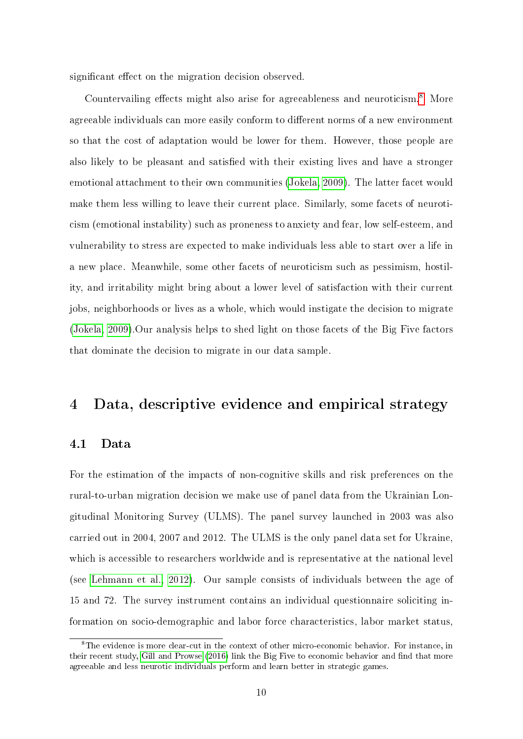significant effect on the migration decision observed.

Countervailing effects might also arise for agreeableness and neuroticism.[8] More agreeable individuals can more easily conform to different norms of a new environment so that the cost of adaptation would be lower for them. However, those people are also likely to be pleasant and satisfied with their existing lives and have a stronger emotional attachment to their own communities (Jokela, 2009). The latter facet would make them less willing to leave their current place. Similarly, some facets of neuroticism (emotional instability) such as proneness to anxiety and fear, low self-esteem, and vulnerability to stress are expected to make individuals less able to start over a life in a new place. Meanwhile, some other facets of neuroticism such as pessimism, hostility, and irritability might bring about a lower level of satisfaction with their current jobs, neighborhoods or lives as a whole, which would instigate the decision to migrate (Jokela, 2009).Our analysis helps to shed light on those facets of the Big Five factors that dominate the decision to migrate in our data sample.

## 4 Data, descriptive evidence and empirical strategy

### 4.1 Data

For the estimation of the impacts of non-cognitive skills and risk preferences on the rural-to-urban migration decision we make use of panel data from the Ukrainian Longitudinal Monitoring Survey (ULMS). The panel survey launched in 2003 was also carried out in 2004, 2007 and 2012. The ULMS is the only panel data set for Ukraine, which is accessible to researchers worldwide and is representative at the national level (see Lehmann et al., 2012). Our sample consists of individuals between the age of 15 and 72. The survey instrument contains an individual questionnaire soliciting information on socio-demographic and labor force characteristics, labor market status,

[8] The evidence is more clear-cut in the context of other micro-economic behavior. For instance, in their recent study, Gill and Prowse (2016) link the Big Five to economic behavior and find that more agreeable and less neurotic individuals perform and learn better in strategic games.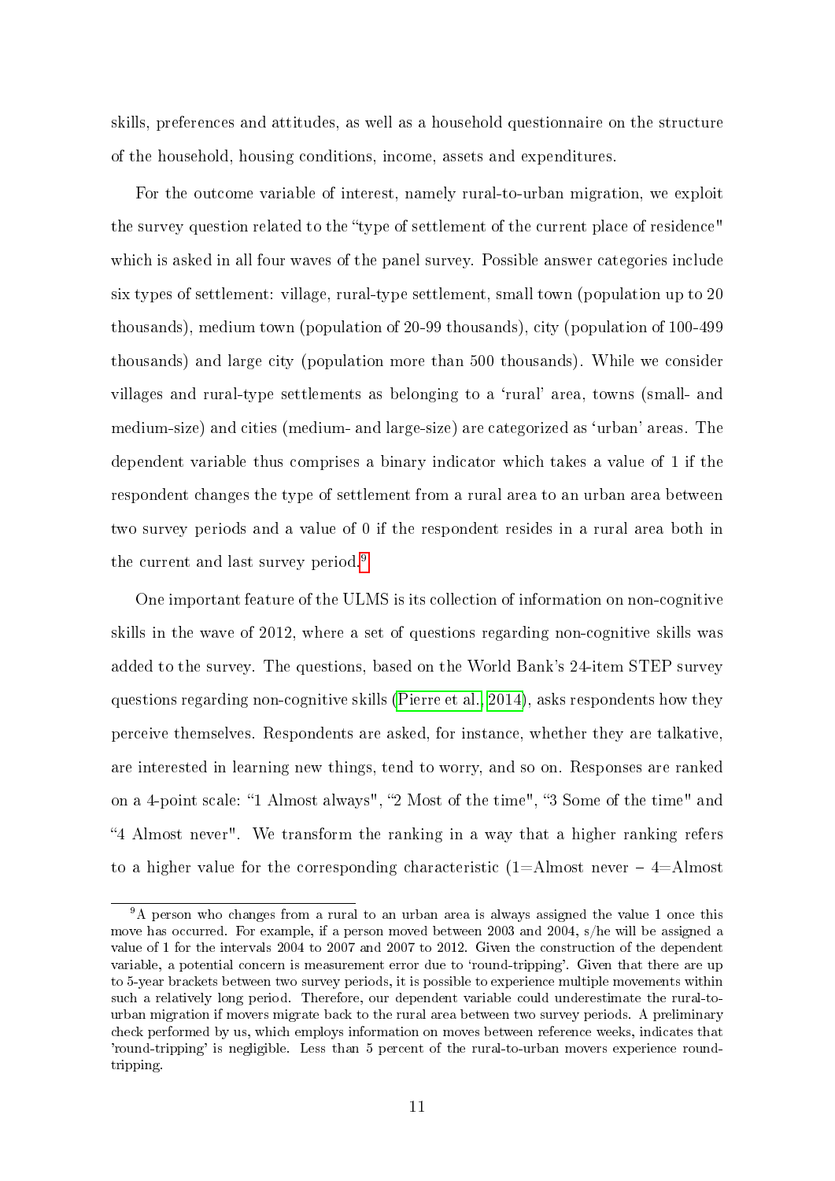skills, preferences and attitudes, as well as a household questionnaire on the structure of the household, housing conditions, income, assets and expenditures.

For the outcome variable of interest, namely rural-to-urban migration, we exploit the survey question related to the "type of settlement of the current place of residence" which is asked in all four waves of the panel survey. Possible answer categories include six types of settlement: village, rural-type settlement, small town (population up to 20 thousands), medium town (population of 20-99 thousands), city (population of 100-499 thousands) and large city (population more than 500 thousands). While we consider villages and rural-type settlements as belonging to a 'rural' area, towns (small- and medium-size) and cities (medium- and large-size) are categorized as 'urban' areas. The dependent variable thus comprises a binary indicator which takes a value of 1 if the respondent changes the type of settlement from a rural area to an urban area between two survey periods and a value of 0 if the respondent resides in a rural area both in the current and last survey period.[9]

One important feature of the ULMS is its collection of information on non-cognitive skills in the wave of 2012, where a set of questions regarding non-cognitive skills was added to the survey. The questions, based on the World Bank's 24-item STEP survey questions regarding non-cognitive skills (Pierre et al., 2014), asks respondents how they perceive themselves. Respondents are asked, for instance, whether they are talkative, are interested in learning new things, tend to worry, and so on. Responses are ranked on a 4-point scale: "1 Almost always", "2 Most of the time", "3 Some of the time" and "4 Almost never". We transform the ranking in a way that a higher ranking refers to a higher value for the corresponding characteristic (1=Almost never – 4=Almost

[9] A person who changes from a rural to an urban area is always assigned the value 1 once this move has occurred. For example, if a person moved between 2003 and 2004, s/he will be assigned a value of 1 for the intervals 2004 to 2007 and 2007 to 2012. Given the construction of the dependent variable, a potential concern is measurement error due to 'round-tripping'. Given that there are up to 5-year brackets between two survey periods, it is possible to experience multiple movements within such a relatively long period. Therefore, our dependent variable could underestimate the rural-to-urban migration if movers migrate back to the rural area between two survey periods. A preliminary check performed by us, which employs information on moves between reference weeks, indicates that 'round-tripping' is negligible. Less than 5 percent of the rural-to-urban movers experience round-tripping.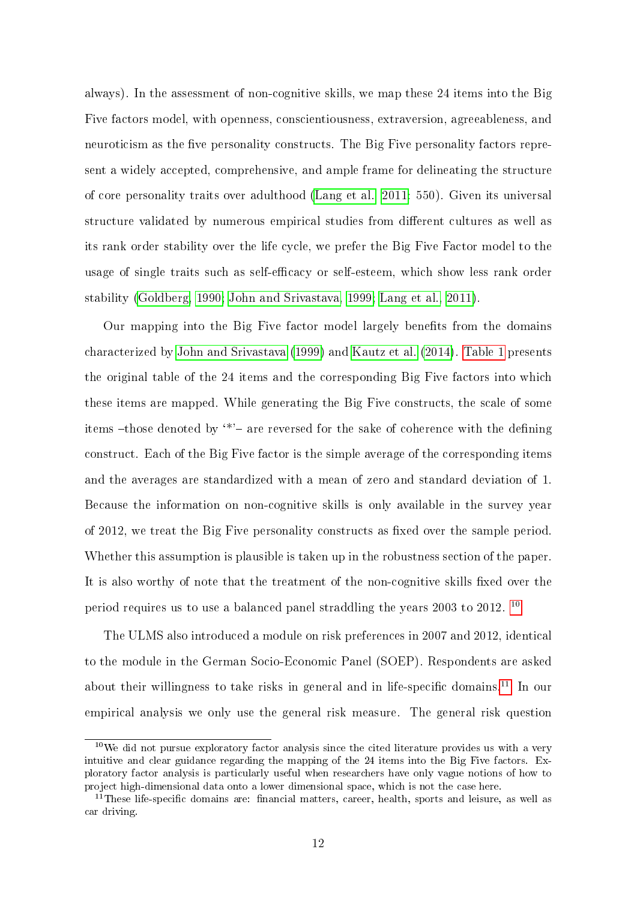always). In the assessment of non-cognitive skills, we map these 24 items into the Big Five factors model, with openness, conscientiousness, extraversion, agreeableness, and neuroticism as the five personality constructs. The Big Five personality factors represent a widely accepted, comprehensive, and ample frame for delineating the structure of core personality traits over adulthood (Lang et al. 2011: 550). Given its universal structure validated by numerous empirical studies from different cultures as well as its rank order stability over the life cycle, we prefer the Big Five Factor model to the usage of single traits such as self-efficacy or self-esteem, which show less rank order stability (Goldberg, 1990; John and Srivastava, 1999; Lang et al., 2011).

Our mapping into the Big Five factor model largely benefits from the domains characterized by John and Srivastava (1999) and Kautz et al. (2014). Table 1 presents the original table of the 24 items and the corresponding Big Five factors into which these items are mapped. While generating the Big Five constructs, the scale of some items –those denoted by '*'– are reversed for the sake of coherence with the defining construct. Each of the Big Five factor is the simple average of the corresponding items and the averages are standardized with a mean of zero and standard deviation of 1. Because the information on non-cognitive skills is only available in the survey year of 2012, we treat the Big Five personality constructs as fixed over the sample period. Whether this assumption is plausible is taken up in the robustness section of the paper. It is also worthy of note that the treatment of the non-cognitive skills fixed over the period requires us to use a balanced panel straddling the years 2003 to 2012. [10]

The ULMS also introduced a module on risk preferences in 2007 and 2012, identical to the module in the German Socio-Economic Panel (SOEP). Respondents are asked about their willingness to take risks in general and in life-specific domains.[11] In our empirical analysis we only use the general risk measure. The general risk question

[10] We did not pursue exploratory factor analysis since the cited literature provides us with a very intuitive and clear guidance regarding the mapping of the 24 items into the Big Five factors. Exploratory factor analysis is particularly useful when researchers have only vague notions of how to project high-dimensional data onto a lower dimensional space, which is not the case here.

[11] These life-specific domains are: financial matters, career, health, sports and leisure, as well as car driving.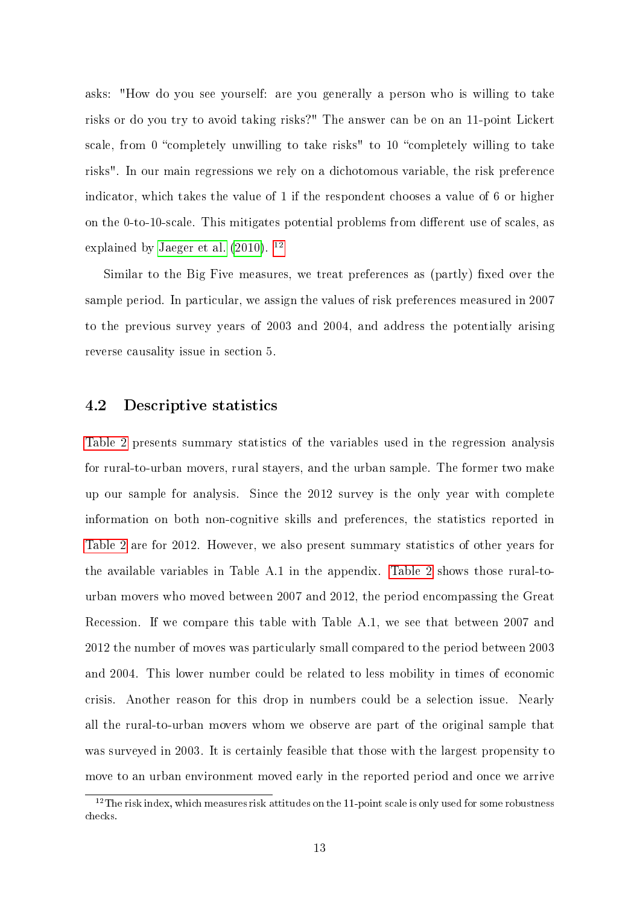asks: "How do you see yourself: are you generally a person who is willing to take risks or do you try to avoid taking risks?" The answer can be on an 11-point Lickert scale, from 0 "completely unwilling to take risks" to 10 "completely willing to take risks". In our main regressions we rely on a dichotomous variable, the risk preference indicator, which takes the value of 1 if the respondent chooses a value of 6 or higher on the 0-to-10-scale. This mitigates potential problems from different use of scales, as explained by Jaeger et al. (2010). [12]

Similar to the Big Five measures, we treat preferences as (partly) fixed over the sample period. In particular, we assign the values of risk preferences measured in 2007 to the previous survey years of 2003 and 2004, and address the potentially arising reverse causality issue in section 5.

## 4.2 Descriptive statistics

Table 2 presents summary statistics of the variables used in the regression analysis for rural-to-urban movers, rural stayers, and the urban sample. The former two make up our sample for analysis. Since the 2012 survey is the only year with complete information on both non-cognitive skills and preferences, the statistics reported in Table 2 are for 2012. However, we also present summary statistics of other years for the available variables in Table A.1 in the appendix. Table 2 shows those rural-to-urban movers who moved between 2007 and 2012, the period encompassing the Great Recession. If we compare this table with Table A.1, we see that between 2007 and 2012 the number of moves was particularly small compared to the period between 2003 and 2004. This lower number could be related to less mobility in times of economic crisis. Another reason for this drop in numbers could be a selection issue. Nearly all the rural-to-urban movers whom we observe are part of the original sample that was surveyed in 2003. It is certainly feasible that those with the largest propensity to move to an urban environment moved early in the reported period and once we arrive

[12] The risk index, which measures risk attitudes on the 11-point scale is only used for some robustness checks.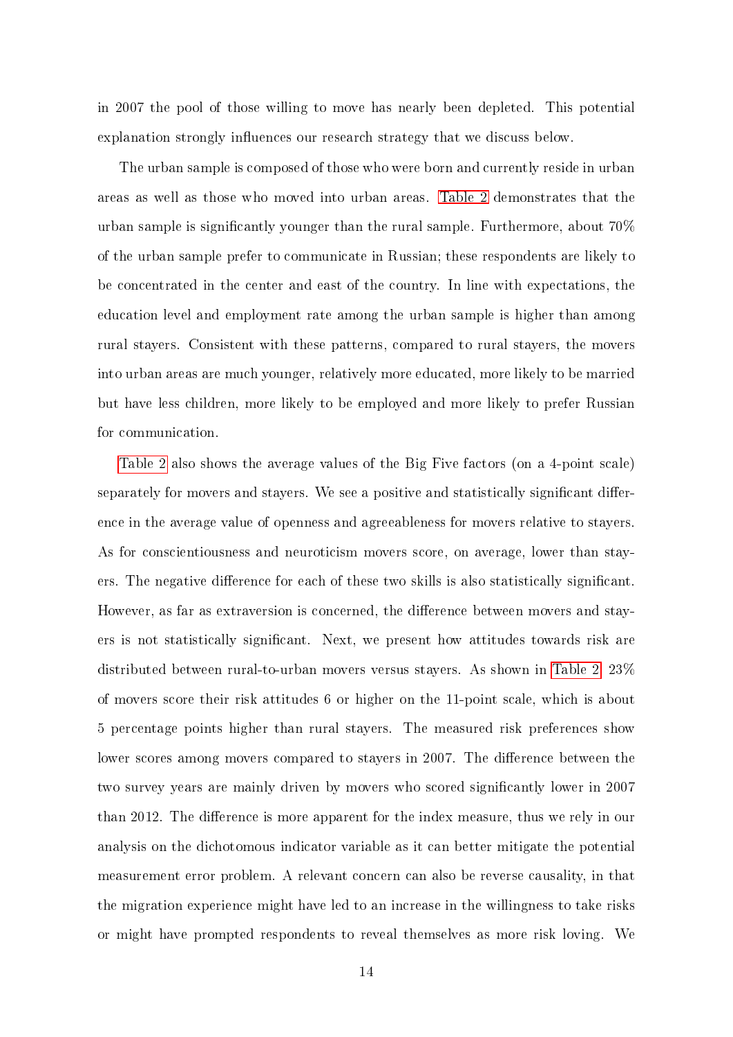in 2007 the pool of those willing to move has nearly been depleted. This potential explanation strongly influences our research strategy that we discuss below.

The urban sample is composed of those who were born and currently reside in urban areas as well as those who moved into urban areas. Table 2 demonstrates that the urban sample is significantly younger than the rural sample. Furthermore, about 70% of the urban sample prefer to communicate in Russian; these respondents are likely to be concentrated in the center and east of the country. In line with expectations, the education level and employment rate among the urban sample is higher than among rural stayers. Consistent with these patterns, compared to rural stayers, the movers into urban areas are much younger, relatively more educated, more likely to be married but have less children, more likely to be employed and more likely to prefer Russian for communication.

Table 2 also shows the average values of the Big Five factors (on a 4-point scale) separately for movers and stayers. We see a positive and statistically significant difference in the average value of openness and agreeableness for movers relative to stayers. As for conscientiousness and neuroticism movers score, on average, lower than stayers. The negative difference for each of these two skills is also statistically significant. However, as far as extraversion is concerned, the difference between movers and stayers is not statistically significant. Next, we present how attitudes towards risk are distributed between rural-to-urban movers versus stayers. As shown in Table 2, 23% of movers score their risk attitudes 6 or higher on the 11-point scale, which is about 5 percentage points higher than rural stayers. The measured risk preferences show lower scores among movers compared to stayers in 2007. The difference between the two survey years are mainly driven by movers who scored significantly lower in 2007 than 2012. The difference is more apparent for the index measure, thus we rely in our analysis on the dichotomous indicator variable as it can better mitigate the potential measurement error problem. A relevant concern can also be reverse causality, in that the migration experience might have led to an increase in the willingness to take risks or might have prompted respondents to reveal themselves as more risk loving. We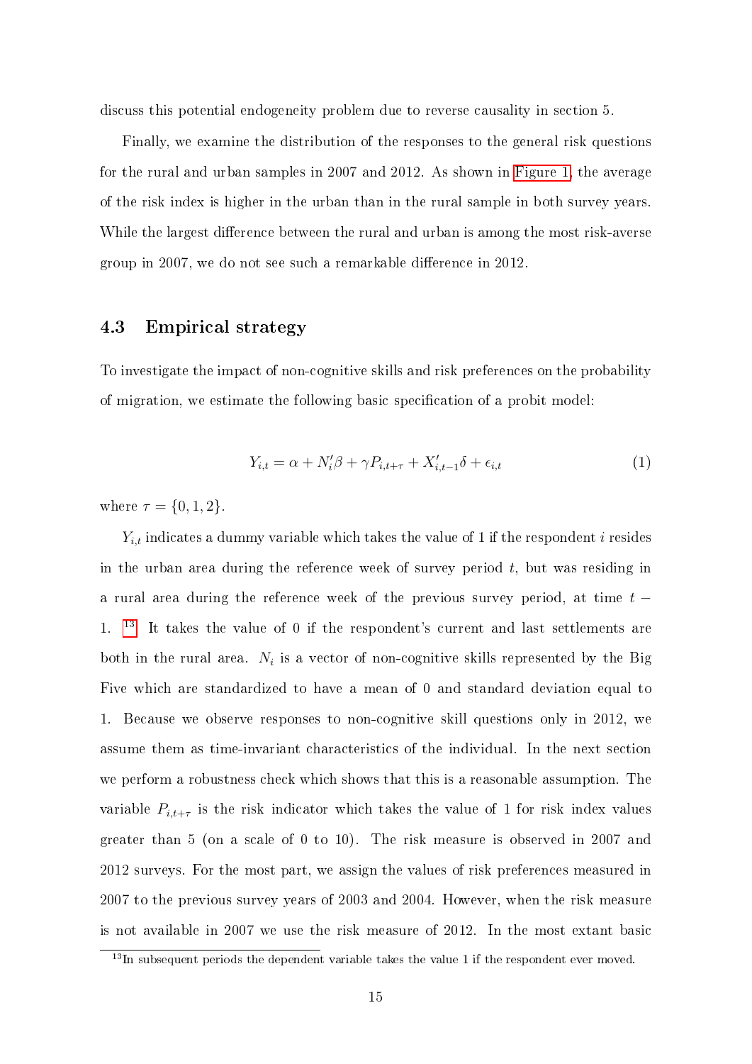discuss this potential endogeneity problem due to reverse causality in section 5.

Finally, we examine the distribution of the responses to the general risk questions for the rural and urban samples in 2007 and 2012. As shown in Figure 1, the average of the risk index is higher in the urban than in the rural sample in both survey years. While the largest difference between the rural and urban is among the most risk-averse group in 2007, we do not see such a remarkable difference in 2012.

### 4.3 Empirical strategy

To investigate the impact of non-cognitive skills and risk preferences on the probability of migration, we estimate the following basic specification of a probit model:

$$Y_{i,t} = \alpha + N_i'\beta + \gamma P_{i,t+\tau} + X_{i,t-1}'\delta + \epsilon_{i,t} \tag{1}$$

where $\tau = \{0, 1, 2\}$.

$Y_{i,t}$ indicates a dummy variable which takes the value of 1 if the respondent $i$ resides in the urban area during the reference week of survey period $t$, but was residing in a rural area during the reference week of the previous survey period, at time $t-1$. [13] It takes the value of 0 if the respondent's current and last settlements are both in the rural area. $N_i$ is a vector of non-cognitive skills represented by the Big Five which are standardized to have a mean of 0 and standard deviation equal to 1. Because we observe responses to non-cognitive skill questions only in 2012, we assume them as time-invariant characteristics of the individual. In the next section we perform a robustness check which shows that this is a reasonable assumption. The variable $P_{i,t+\tau}$ is the risk indicator which takes the value of 1 for risk index values greater than 5 (on a scale of 0 to 10). The risk measure is observed in 2007 and 2012 surveys. For the most part, we assign the values of risk preferences measured in 2007 to the previous survey years of 2003 and 2004. However, when the risk measure is not available in 2007 we use the risk measure of 2012. In the most extant basic

[13] In subsequent periods the dependent variable takes the value 1 if the respondent ever moved.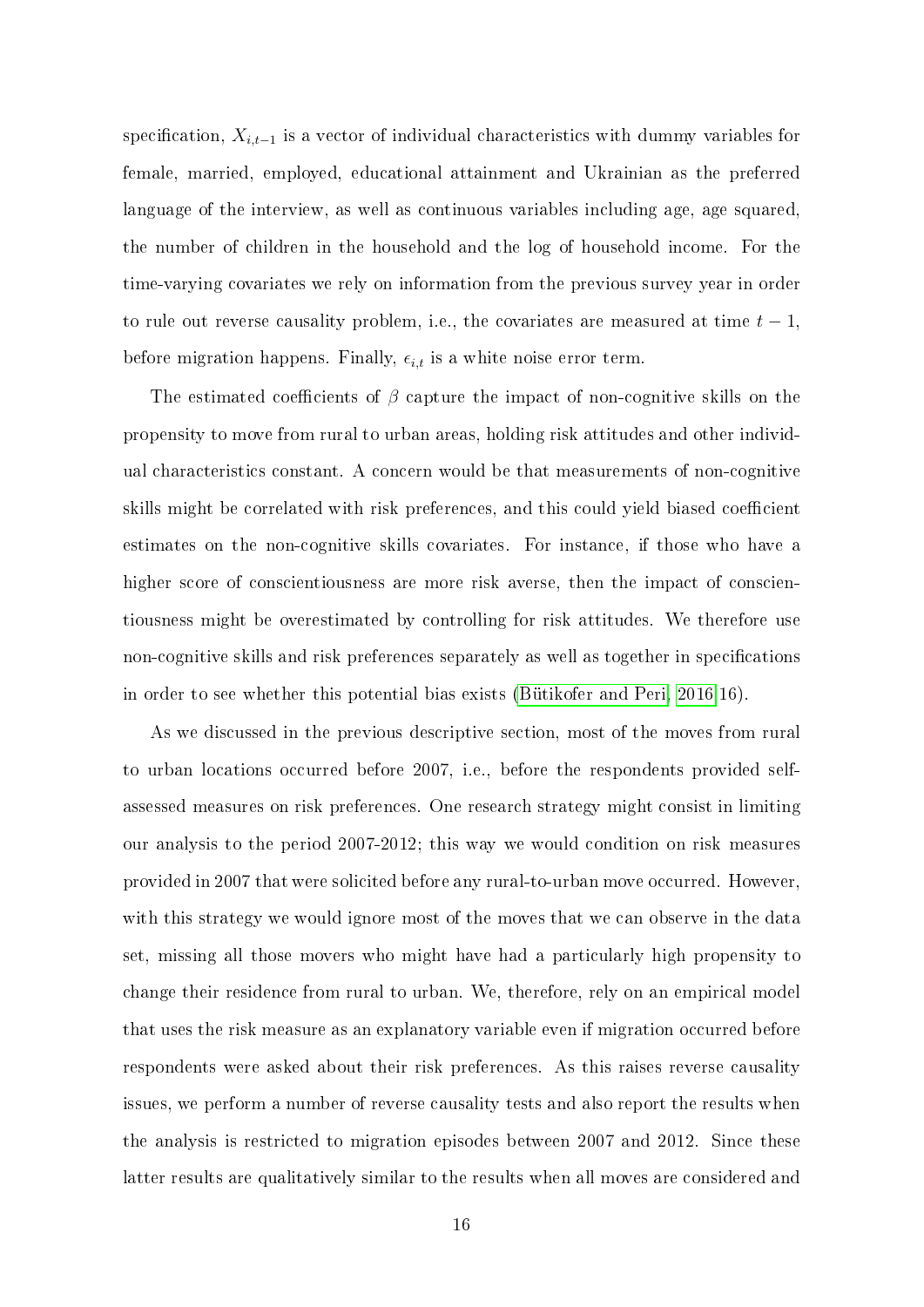specification, $X_{i,t-1}$ is a vector of individual characteristics with dummy variables for female, married, employed, educational attainment and Ukrainian as the preferred language of the interview, as well as continuous variables including age, age squared, the number of children in the household and the log of household income. For the time-varying covariates we rely on information from the previous survey year in order to rule out reverse causality problem, i.e., the covariates are measured at time $t-1$, before migration happens. Finally, $\epsilon_{i,t}$ is a white noise error term.

The estimated coefficients of $\beta$ capture the impact of non-cognitive skills on the propensity to move from rural to urban areas, holding risk attitudes and other individual characteristics constant. A concern would be that measurements of non-cognitive skills might be correlated with risk preferences, and this could yield biased coefficient estimates on the non-cognitive skills covariates. For instance, if those who have a higher score of conscientiousness are more risk averse, then the impact of conscientiousness might be overestimated by controlling for risk attitudes. We therefore use non-cognitive skills and risk preferences separately as well as together in specifications in order to see whether this potential bias exists (Bütikofer and Peri, 2016:16).

As we discussed in the previous descriptive section, most of the moves from rural to urban locations occurred before 2007, i.e., before the respondents provided self-assessed measures on risk preferences. One research strategy might consist in limiting our analysis to the period 2007-2012; this way we would condition on risk measures provided in 2007 that were solicited before any rural-to-urban move occurred. However, with this strategy we would ignore most of the moves that we can observe in the data set, missing all those movers who might have had a particularly high propensity to change their residence from rural to urban. We, therefore, rely on an empirical model that uses the risk measure as an explanatory variable even if migration occurred before respondents were asked about their risk preferences. As this raises reverse causality issues, we perform a number of reverse causality tests and also report the results when the analysis is restricted to migration episodes between 2007 and 2012. Since these latter results are qualitatively similar to the results when all moves are considered and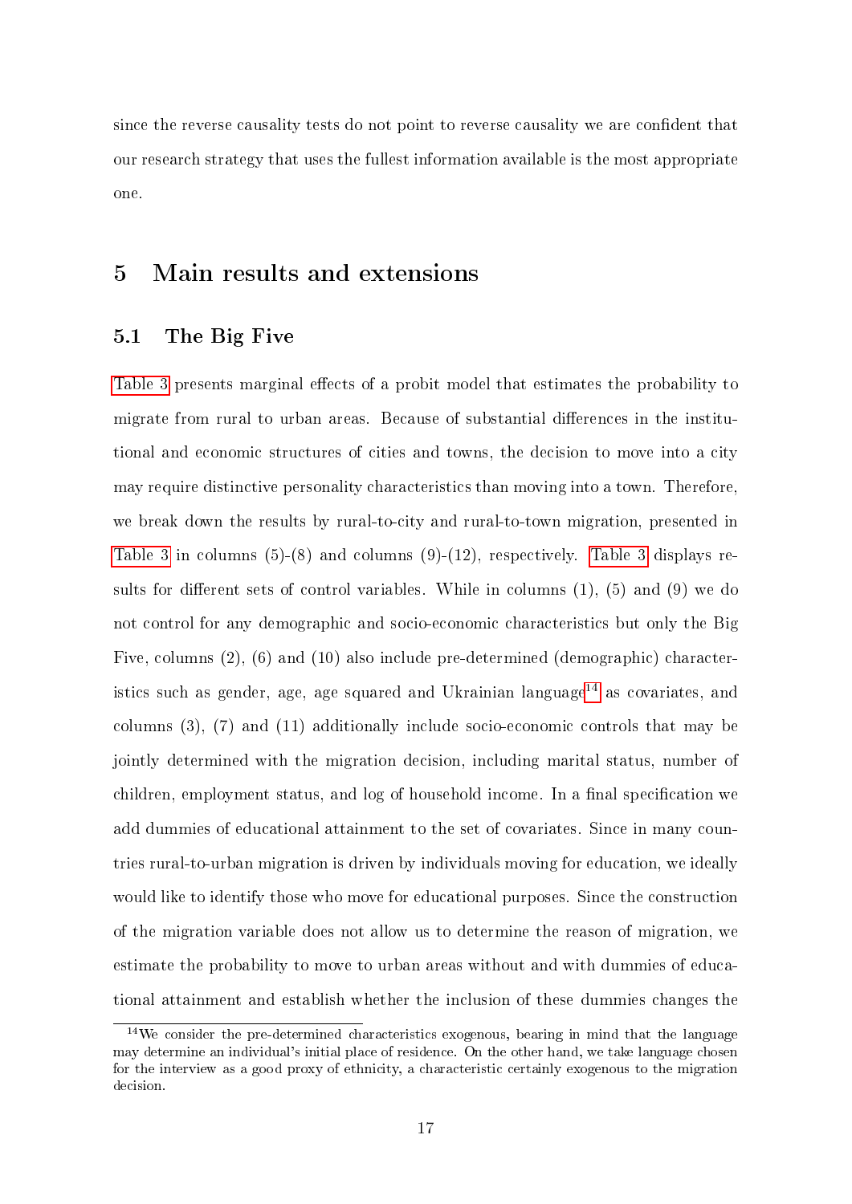since the reverse causality tests do not point to reverse causality we are confident that our research strategy that uses the fullest information available is the most appropriate one.

# 5 Main results and extensions

## 5.1 The Big Five

Table 3 presents marginal effects of a probit model that estimates the probability to migrate from rural to urban areas. Because of substantial differences in the institutional and economic structures of cities and towns, the decision to move into a city may require distinctive personality characteristics than moving into a town. Therefore, we break down the results by rural-to-city and rural-to-town migration, presented in Table 3 in columns (5)-(8) and columns (9)-(12), respectively. Table 3 displays results for different sets of control variables. While in columns (1), (5) and (9) we do not control for any demographic and socio-economic characteristics but only the Big Five, columns (2), (6) and (10) also include pre-determined (demographic) characteristics such as gender, age, age squared and Ukrainian language[14] as covariates, and columns (3), (7) and (11) additionally include socio-economic controls that may be jointly determined with the migration decision, including marital status, number of children, employment status, and log of household income. In a final specification we add dummies of educational attainment to the set of covariates. Since in many countries rural-to-urban migration is driven by individuals moving for education, we ideally would like to identify those who move for educational purposes. Since the construction of the migration variable does not allow us to determine the reason of migration, we estimate the probability to move to urban areas without and with dummies of educational attainment and establish whether the inclusion of these dummies changes the

[14] We consider the pre-determined characteristics exogenous, bearing in mind that the language may determine an individual's initial place of residence. On the other hand, we take language chosen for the interview as a good proxy of ethnicity, a characteristic certainly exogenous to the migration decision.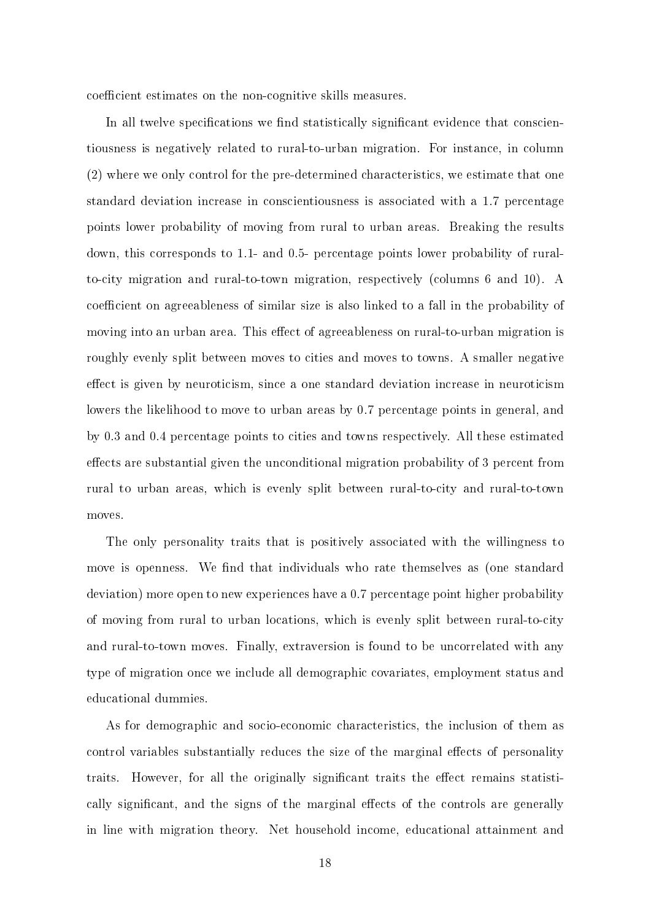coefficient estimates on the non-cognitive skills measures.

In all twelve specifications we find statistically significant evidence that conscientiousness is negatively related to rural-to-urban migration. For instance, in column (2) where we only control for the pre-determined characteristics, we estimate that one standard deviation increase in conscientiousness is associated with a 1.7 percentage points lower probability of moving from rural to urban areas. Breaking the results down, this corresponds to 1.1- and 0.5- percentage points lower probability of rural-to-city migration and rural-to-town migration, respectively (columns 6 and 10). A coefficient on agreeableness of similar size is also linked to a fall in the probability of moving into an urban area. This effect of agreeableness on rural-to-urban migration is roughly evenly split between moves to cities and moves to towns. A smaller negative effect is given by neuroticism, since a one standard deviation increase in neuroticism lowers the likelihood to move to urban areas by 0.7 percentage points in general, and by 0.3 and 0.4 percentage points to cities and towns respectively. All these estimated effects are substantial given the unconditional migration probability of 3 percent from rural to urban areas, which is evenly split between rural-to-city and rural-to-town moves.

The only personality traits that is positively associated with the willingness to move is openness. We find that individuals who rate themselves as (one standard deviation) more open to new experiences have a 0.7 percentage point higher probability of moving from rural to urban locations, which is evenly split between rural-to-city and rural-to-town moves. Finally, extraversion is found to be uncorrelated with any type of migration once we include all demographic covariates, employment status and educational dummies.

As for demographic and socio-economic characteristics, the inclusion of them as control variables substantially reduces the size of the marginal effects of personality traits. However, for all the originally significant traits the effect remains statistically significant, and the signs of the marginal effects of the controls are generally in line with migration theory. Net household income, educational attainment and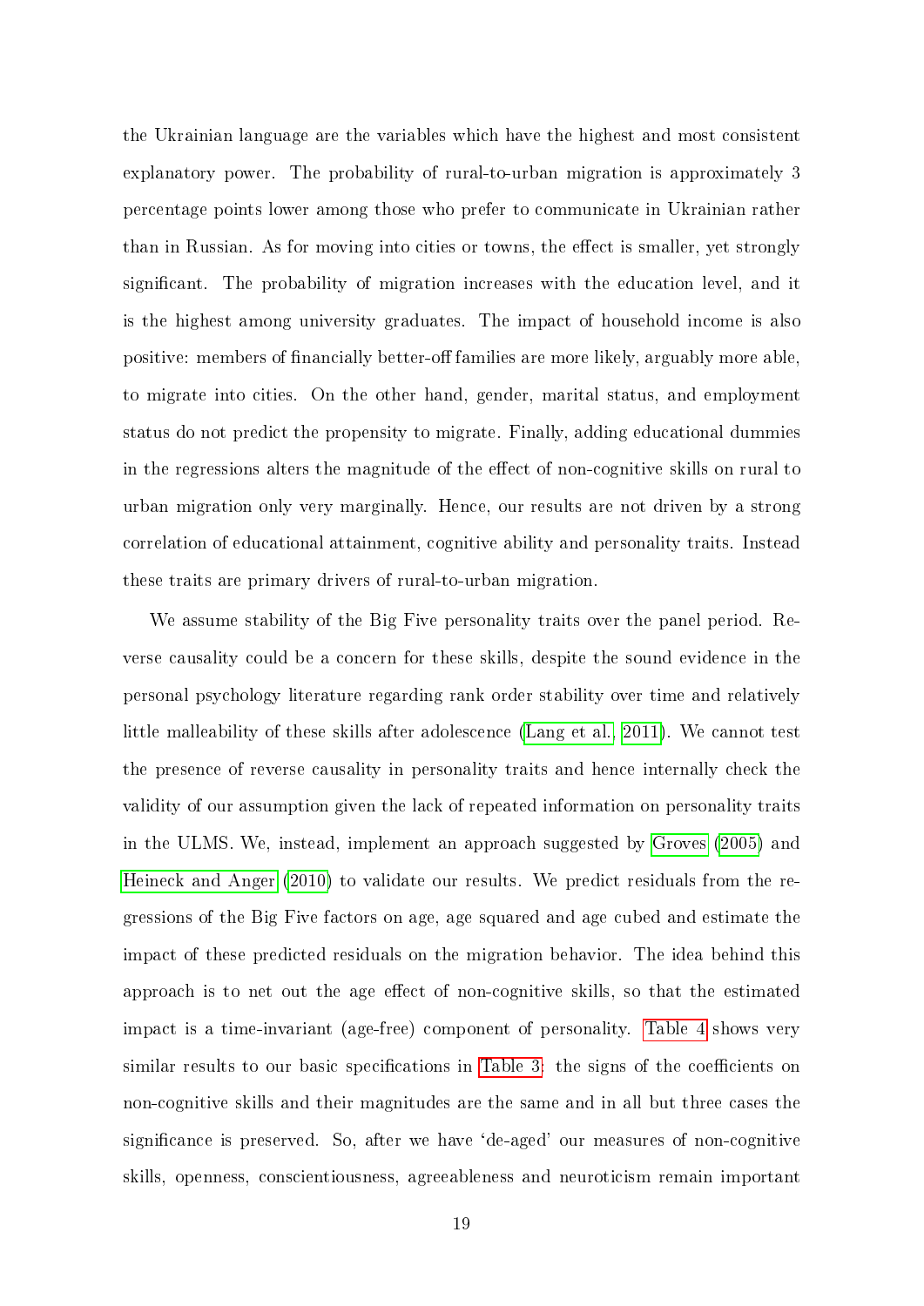the Ukrainian language are the variables which have the highest and most consistent explanatory power. The probability of rural-to-urban migration is approximately 3 percentage points lower among those who prefer to communicate in Ukrainian rather than in Russian. As for moving into cities or towns, the effect is smaller, yet strongly significant. The probability of migration increases with the education level, and it is the highest among university graduates. The impact of household income is also positive: members of financially better-off families are more likely, arguably more able, to migrate into cities. On the other hand, gender, marital status, and employment status do not predict the propensity to migrate. Finally, adding educational dummies in the regressions alters the magnitude of the effect of non-cognitive skills on rural to urban migration only very marginally. Hence, our results are not driven by a strong correlation of educational attainment, cognitive ability and personality traits. Instead these traits are primary drivers of rural-to-urban migration.

We assume stability of the Big Five personality traits over the panel period. Reverse causality could be a concern for these skills, despite the sound evidence in the personal psychology literature regarding rank order stability over time and relatively little malleability of these skills after adolescence (Lang et al., 2011). We cannot test the presence of reverse causality in personality traits and hence internally check the validity of our assumption given the lack of repeated information on personality traits in the ULMS. We, instead, implement an approach suggested by Groves (2005) and Heineck and Anger (2010) to validate our results. We predict residuals from the regressions of the Big Five factors on age, age squared and age cubed and estimate the impact of these predicted residuals on the migration behavior. The idea behind this approach is to net out the age effect of non-cognitive skills, so that the estimated impact is a time-invariant (age-free) component of personality. Table 4 shows very similar results to our basic specifications in Table 3: the signs of the coefficients on non-cognitive skills and their magnitudes are the same and in all but three cases the significance is preserved. So, after we have 'de-aged' our measures of non-cognitive skills, openness, conscientiousness, agreeableness and neuroticism remain important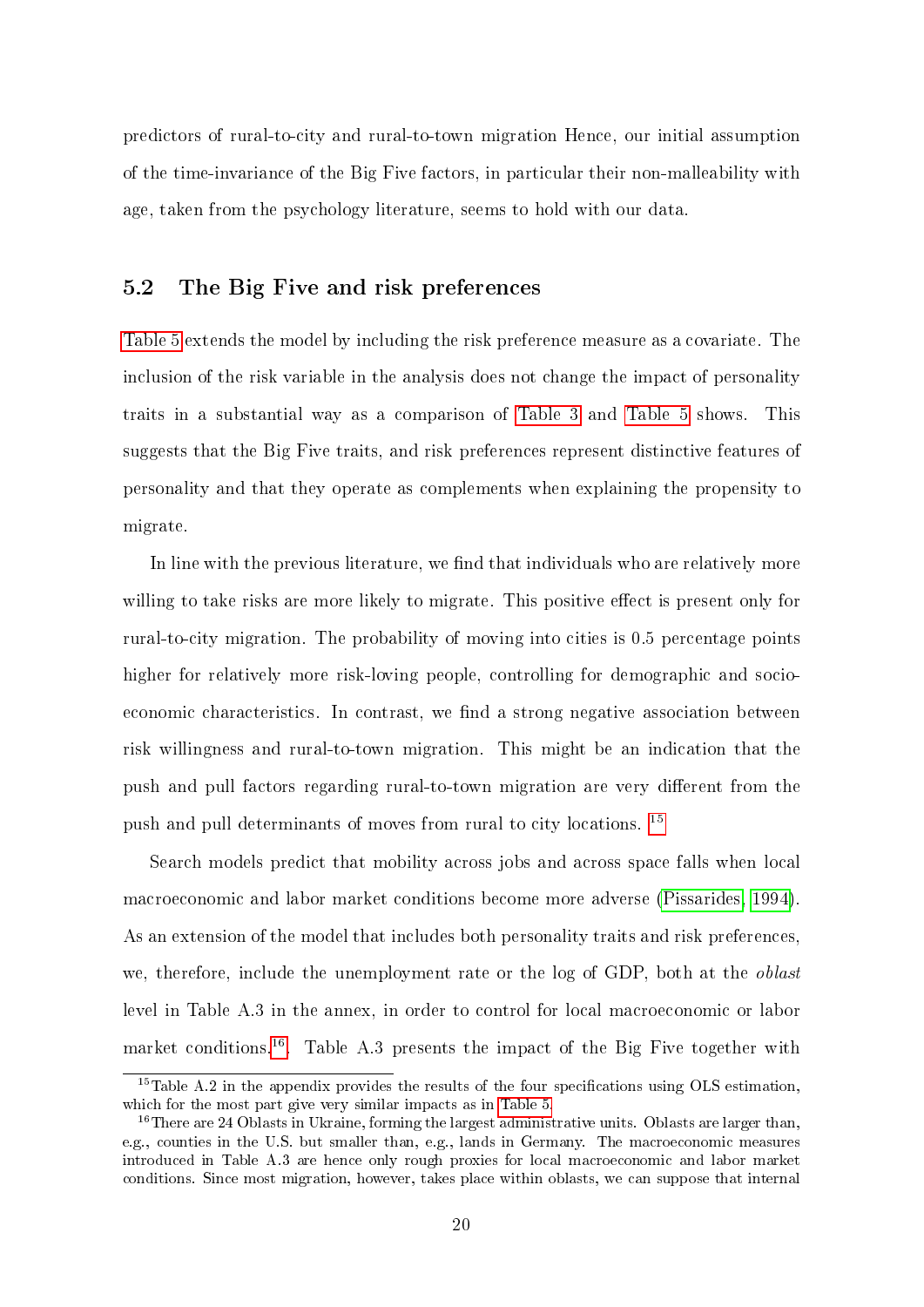predictors of rural-to-city and rural-to-town migration Hence, our initial assumption of the time-invariance of the Big Five factors, in particular their non-malleability with age, taken from the psychology literature, seems to hold with our data.

## 5.2 The Big Five and risk preferences

Table 5 extends the model by including the risk preference measure as a covariate. The inclusion of the risk variable in the analysis does not change the impact of personality traits in a substantial way as a comparison of Table 3 and Table 5 shows. This suggests that the Big Five traits, and risk preferences represent distinctive features of personality and that they operate as complements when explaining the propensity to migrate.

In line with the previous literature, we find that individuals who are relatively more willing to take risks are more likely to migrate. This positive effect is present only for rural-to-city migration. The probability of moving into cities is 0.5 percentage points higher for relatively more risk-loving people, controlling for demographic and socio-economic characteristics. In contrast, we find a strong negative association between risk willingness and rural-to-town migration. This might be an indication that the push and pull factors regarding rural-to-town migration are very different from the push and pull determinants of moves from rural to city locations. [15]

Search models predict that mobility across jobs and across space falls when local macroeconomic and labor market conditions become more adverse (Pissarides, 1994). As an extension of the model that includes both personality traits and risk preferences, we, therefore, include the unemployment rate or the log of GDP, both at the *oblast* level in Table A.3 in the annex, in order to control for local macroeconomic or labor market conditions.[16]. Table A.3 presents the impact of the Big Five together with

[15] Table A.2 in the appendix provides the results of the four specifications using OLS estimation, which for the most part give very similar impacts as in Table 5.

[16] There are 24 Oblasts in Ukraine, forming the largest administrative units. Oblasts are larger than, e.g., counties in the U.S. but smaller than, e.g., lands in Germany. The macroeconomic measures introduced in Table A.3 are hence only rough proxies for local macroeconomic and labor market conditions. Since most migration, however, takes place within oblasts, we can suppose that internal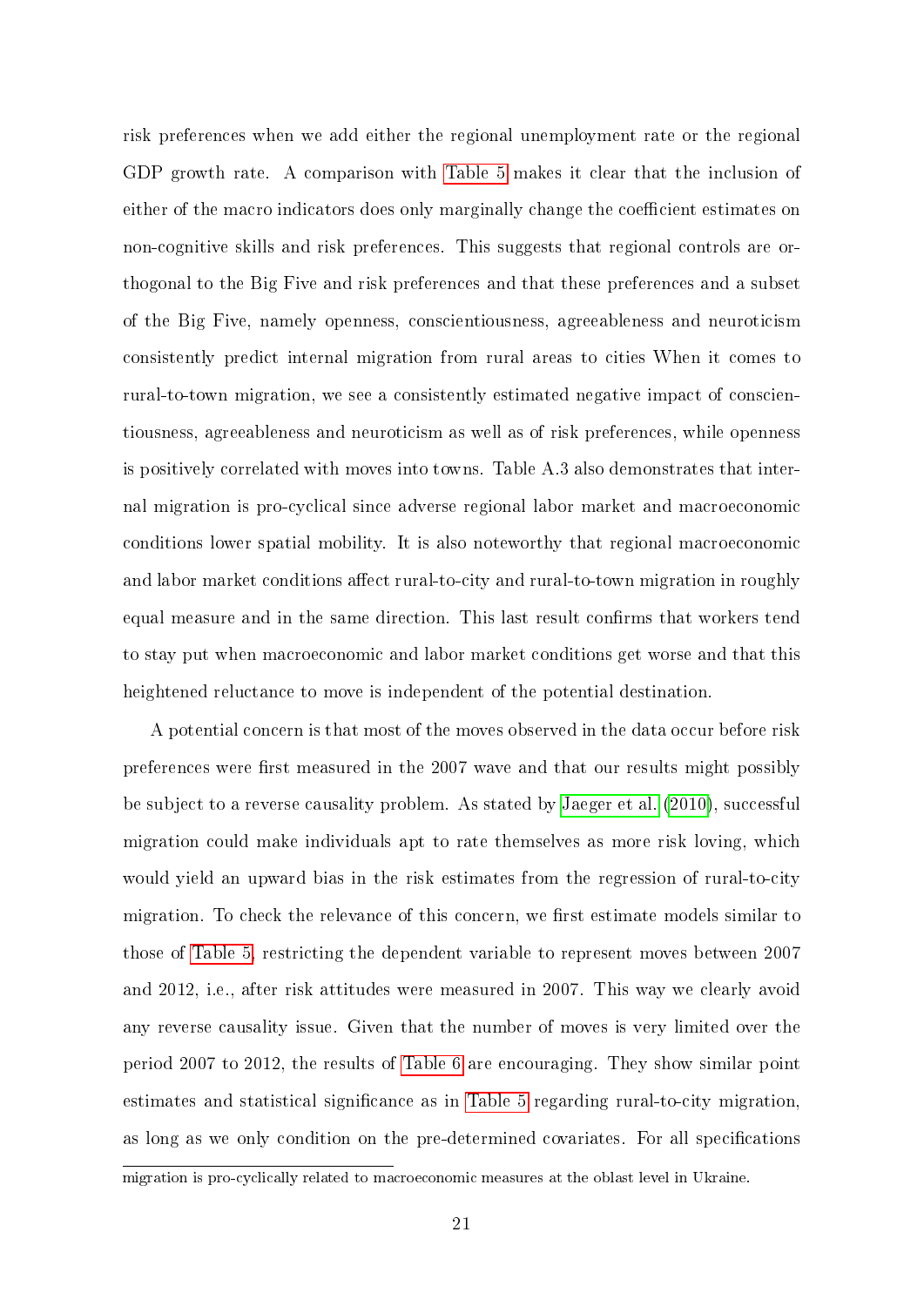risk preferences when we add either the regional unemployment rate or the regional GDP growth rate. A comparison with Table 5 makes it clear that the inclusion of either of the macro indicators does only marginally change the coefficient estimates on non-cognitive skills and risk preferences. This suggests that regional controls are orthogonal to the Big Five and risk preferences and that these preferences and a subset of the Big Five, namely openness, conscientiousness, agreeableness and neuroticism consistently predict internal migration from rural areas to cities When it comes to rural-to-town migration, we see a consistently estimated negative impact of conscientiousness, agreeableness and neuroticism as well as of risk preferences, while openness is positively correlated with moves into towns. Table A.3 also demonstrates that internal migration is pro-cyclical since adverse regional labor market and macroeconomic conditions lower spatial mobility. It is also noteworthy that regional macroeconomic and labor market conditions affect rural-to-city and rural-to-town migration in roughly equal measure and in the same direction. This last result confirms that workers tend to stay put when macroeconomic and labor market conditions get worse and that this heightened reluctance to move is independent of the potential destination.

A potential concern is that most of the moves observed in the data occur before risk preferences were first measured in the 2007 wave and that our results might possibly be subject to a reverse causality problem. As stated by Jaeger et al. (2010), successful migration could make individuals apt to rate themselves as more risk loving, which would yield an upward bias in the risk estimates from the regression of rural-to-city migration. To check the relevance of this concern, we first estimate models similar to those of Table 5, restricting the dependent variable to represent moves between 2007 and 2012, i.e., after risk attitudes were measured in 2007. This way we clearly avoid any reverse causality issue. Given that the number of moves is very limited over the period 2007 to 2012, the results of Table 6 are encouraging. They show similar point estimates and statistical significance as in Table 5 regarding rural-to-city migration, as long as we only condition on the pre-determined covariates. For all specifications

migration is pro-cyclically related to macroeconomic measures at the oblast level in Ukraine.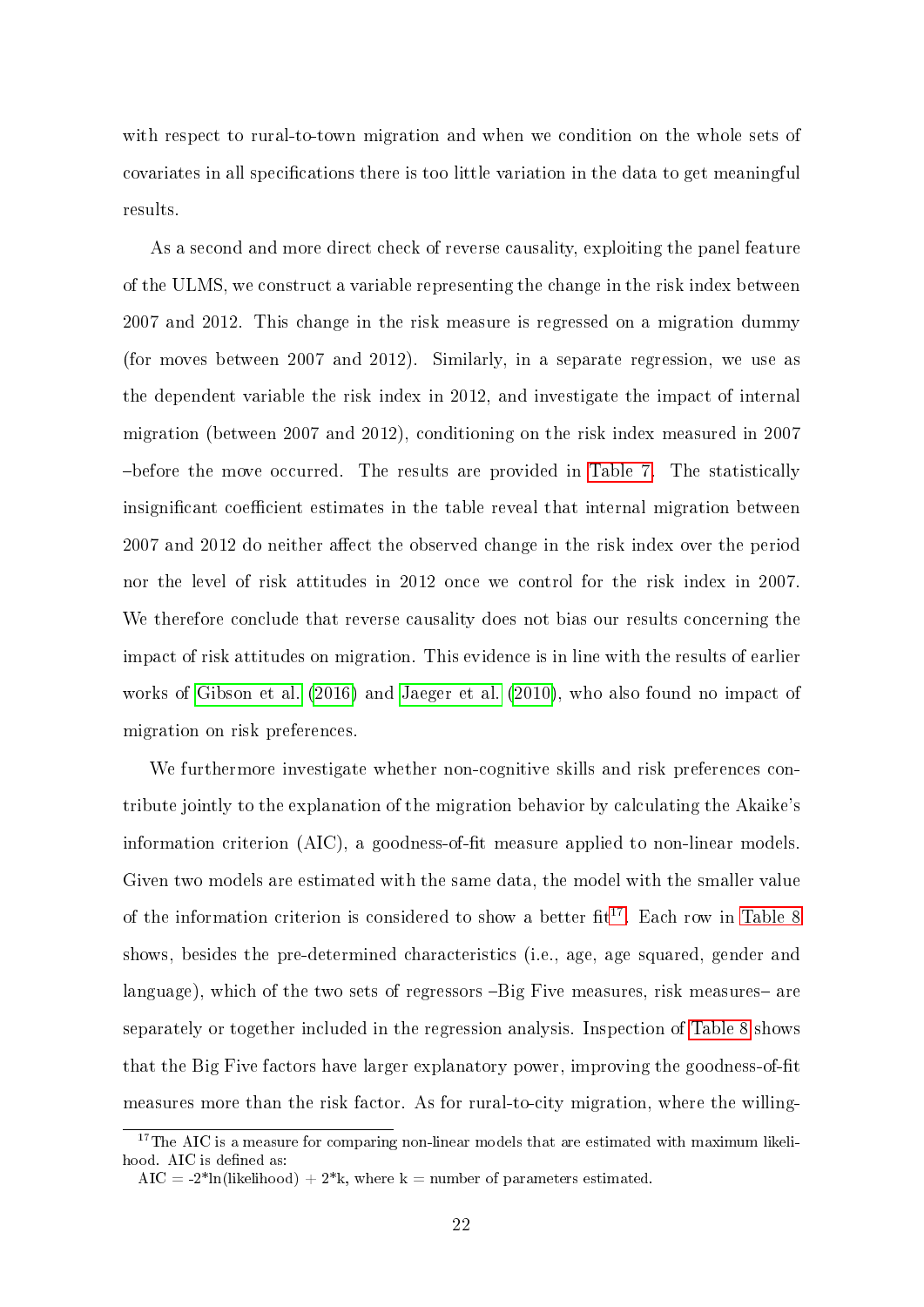with respect to rural-to-town migration and when we condition on the whole sets of covariates in all specifications there is too little variation in the data to get meaningful results.

As a second and more direct check of reverse causality, exploiting the panel feature of the ULMS, we construct a variable representing the change in the risk index between 2007 and 2012. This change in the risk measure is regressed on a migration dummy (for moves between 2007 and 2012). Similarly, in a separate regression, we use as the dependent variable the risk index in 2012, and investigate the impact of internal migration (between 2007 and 2012), conditioning on the risk index measured in 2007 –before the move occurred. The results are provided in Table 7. The statistically insignificant coefficient estimates in the table reveal that internal migration between 2007 and 2012 do neither affect the observed change in the risk index over the period nor the level of risk attitudes in 2012 once we control for the risk index in 2007. We therefore conclude that reverse causality does not bias our results concerning the impact of risk attitudes on migration. This evidence is in line with the results of earlier works of Gibson et al. (2016) and Jaeger et al. (2010), who also found no impact of migration on risk preferences.

We furthermore investigate whether non-cognitive skills and risk preferences contribute jointly to the explanation of the migration behavior by calculating the Akaike's information criterion (AIC), a goodness-of-fit measure applied to non-linear models. Given two models are estimated with the same data, the model with the smaller value of the information criterion is considered to show a better fit[17]. Each row in Table 8 shows, besides the pre-determined characteristics (i.e., age, age squared, gender and language), which of the two sets of regressors –Big Five measures, risk measures– are separately or together included in the regression analysis. Inspection of Table 8 shows that the Big Five factors have larger explanatory power, improving the goodness-of-fit measures more than the risk factor. As for rural-to-city migration, where the willing-

[17] The AIC is a measure for comparing non-linear models that are estimated with maximum likelihood. AIC is defined as:
$AIC = -2*\ln(\text{likelihood}) + 2*k$, where k = number of parameters estimated.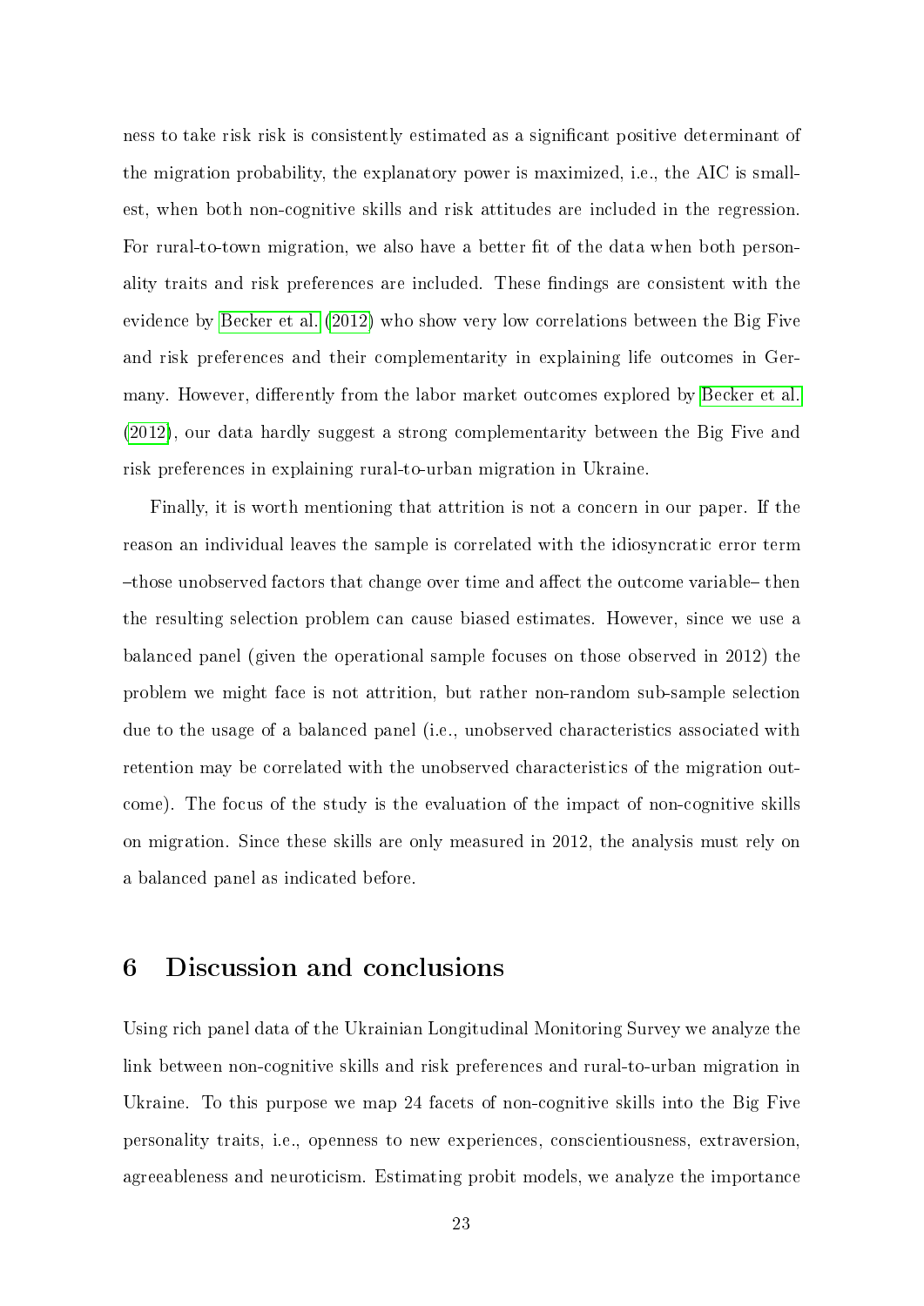ness to take risk risk is consistently estimated as a significant positive determinant of the migration probability, the explanatory power is maximized, i.e., the AIC is smallest, when both non-cognitive skills and risk attitudes are included in the regression. For rural-to-town migration, we also have a better fit of the data when both personality traits and risk preferences are included. These findings are consistent with the evidence by Becker et al. (2012) who show very low correlations between the Big Five and risk preferences and their complementarity in explaining life outcomes in Germany. However, differently from the labor market outcomes explored by Becker et al. (2012), our data hardly suggest a strong complementarity between the Big Five and risk preferences in explaining rural-to-urban migration in Ukraine.

Finally, it is worth mentioning that attrition is not a concern in our paper. If the reason an individual leaves the sample is correlated with the idiosyncratic error term –those unobserved factors that change over time and affect the outcome variable– then the resulting selection problem can cause biased estimates. However, since we use a balanced panel (given the operational sample focuses on those observed in 2012) the problem we might face is not attrition, but rather non-random sub-sample selection due to the usage of a balanced panel (i.e., unobserved characteristics associated with retention may be correlated with the unobserved characteristics of the migration outcome). The focus of the study is the evaluation of the impact of non-cognitive skills on migration. Since these skills are only measured in 2012, the analysis must rely on a balanced panel as indicated before.

## 6 Discussion and conclusions

Using rich panel data of the Ukrainian Longitudinal Monitoring Survey we analyze the link between non-cognitive skills and risk preferences and rural-to-urban migration in Ukraine. To this purpose we map 24 facets of non-cognitive skills into the Big Five personality traits, i.e., openness to new experiences, conscientiousness, extraversion, agreeableness and neuroticism. Estimating probit models, we analyze the importance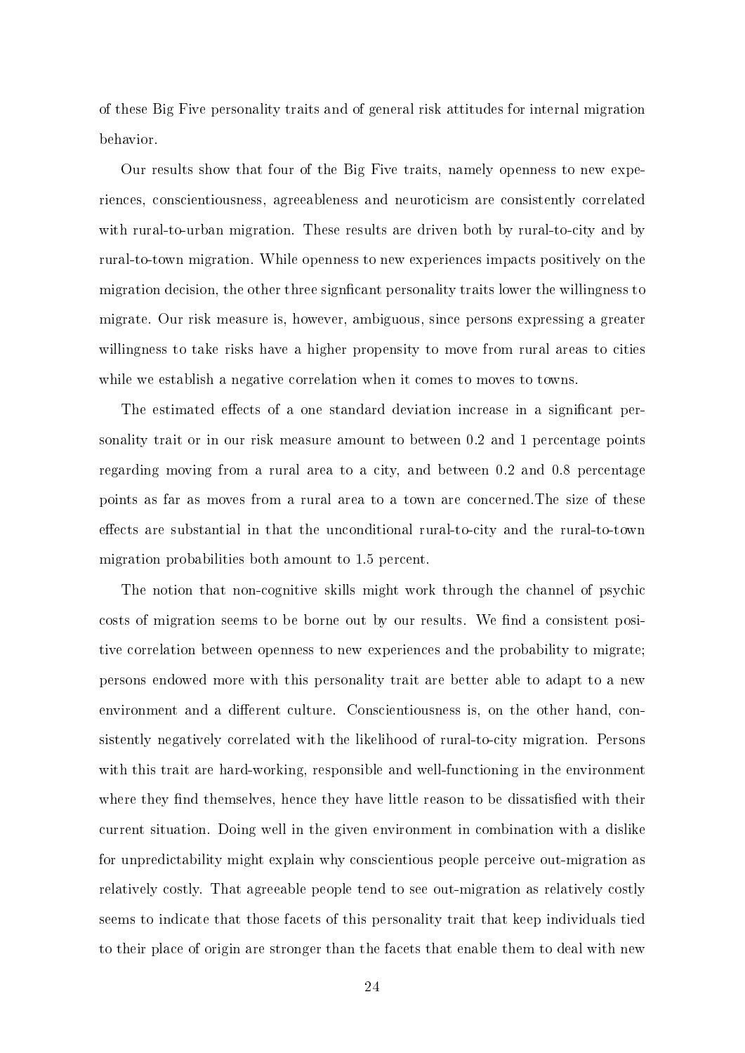of these Big Five personality traits and of general risk attitudes for internal migration behavior.

Our results show that four of the Big Five traits, namely openness to new experiences, conscientiousness, agreeableness and neuroticism are consistently correlated with rural-to-urban migration. These results are driven both by rural-to-city and by rural-to-town migration. While openness to new experiences impacts positively on the migration decision, the other three signficant personality traits lower the willingness to migrate. Our risk measure is, however, ambiguous, since persons expressing a greater willingness to take risks have a higher propensity to move from rural areas to cities while we establish a negative correlation when it comes to moves to towns.

The estimated effects of a one standard deviation increase in a significant personality trait or in our risk measure amount to between 0.2 and 1 percentage points regarding moving from a rural area to a city, and between 0.2 and 0.8 percentage points as far as moves from a rural area to a town are concerned.The size of these effects are substantial in that the unconditional rural-to-city and the rural-to-town migration probabilities both amount to 1.5 percent.

The notion that non-cognitive skills might work through the channel of psychic costs of migration seems to be borne out by our results. We find a consistent positive correlation between openness to new experiences and the probability to migrate; persons endowed more with this personality trait are better able to adapt to a new environment and a different culture. Conscientiousness is, on the other hand, consistently negatively correlated with the likelihood of rural-to-city migration. Persons with this trait are hard-working, responsible and well-functioning in the environment where they find themselves, hence they have little reason to be dissatisfied with their current situation. Doing well in the given environment in combination with a dislike for unpredictability might explain why conscientious people perceive out-migration as relatively costly. That agreeable people tend to see out-migration as relatively costly seems to indicate that those facets of this personality trait that keep individuals tied to their place of origin are stronger than the facets that enable them to deal with new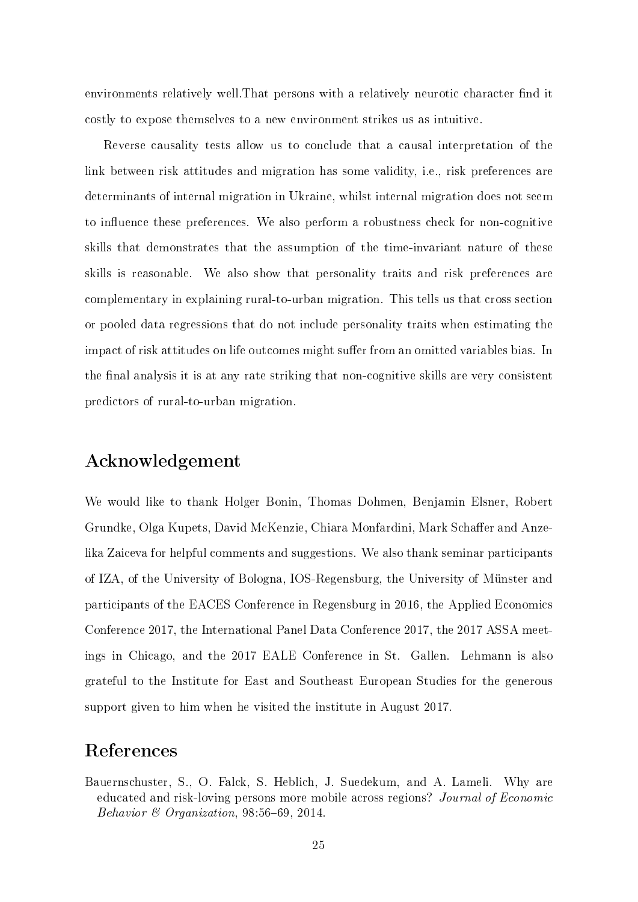environments relatively well.That persons with a relatively neurotic character find it costly to expose themselves to a new environment strikes us as intuitive.

Reverse causality tests allow us to conclude that a causal interpretation of the link between risk attitudes and migration has some validity, i.e., risk preferences are determinants of internal migration in Ukraine, whilst internal migration does not seem to influence these preferences. We also perform a robustness check for non-cognitive skills that demonstrates that the assumption of the time-invariant nature of these skills is reasonable. We also show that personality traits and risk preferences are complementary in explaining rural-to-urban migration. This tells us that cross section or pooled data regressions that do not include personality traits when estimating the impact of risk attitudes on life outcomes might suffer from an omitted variables bias. In the final analysis it is at any rate striking that non-cognitive skills are very consistent predictors of rural-to-urban migration.

## Acknowledgement

We would like to thank Holger Bonin, Thomas Dohmen, Benjamin Elsner, Robert Grundke, Olga Kupets, David McKenzie, Chiara Monfardini, Mark Schaffer and Anzelika Zaiceva for helpful comments and suggestions. We also thank seminar participants of IZA, of the University of Bologna, IOS-Regensburg, the University of Münster and participants of the EACES Conference in Regensburg in 2016, the Applied Economics Conference 2017, the International Panel Data Conference 2017, the 2017 ASSA meetings in Chicago, and the 2017 EALE Conference in St. Gallen. Lehmann is also grateful to the Institute for East and Southeast European Studies for the generous support given to him when he visited the institute in August 2017.

## References

Bauernschuster, S., O. Falck, S. Heblich, J. Suedekum, and A. Lameli. Why are educated and risk-loving persons more mobile across regions? *Journal of Economic Behavior & Organization*, 98:56–69, 2014.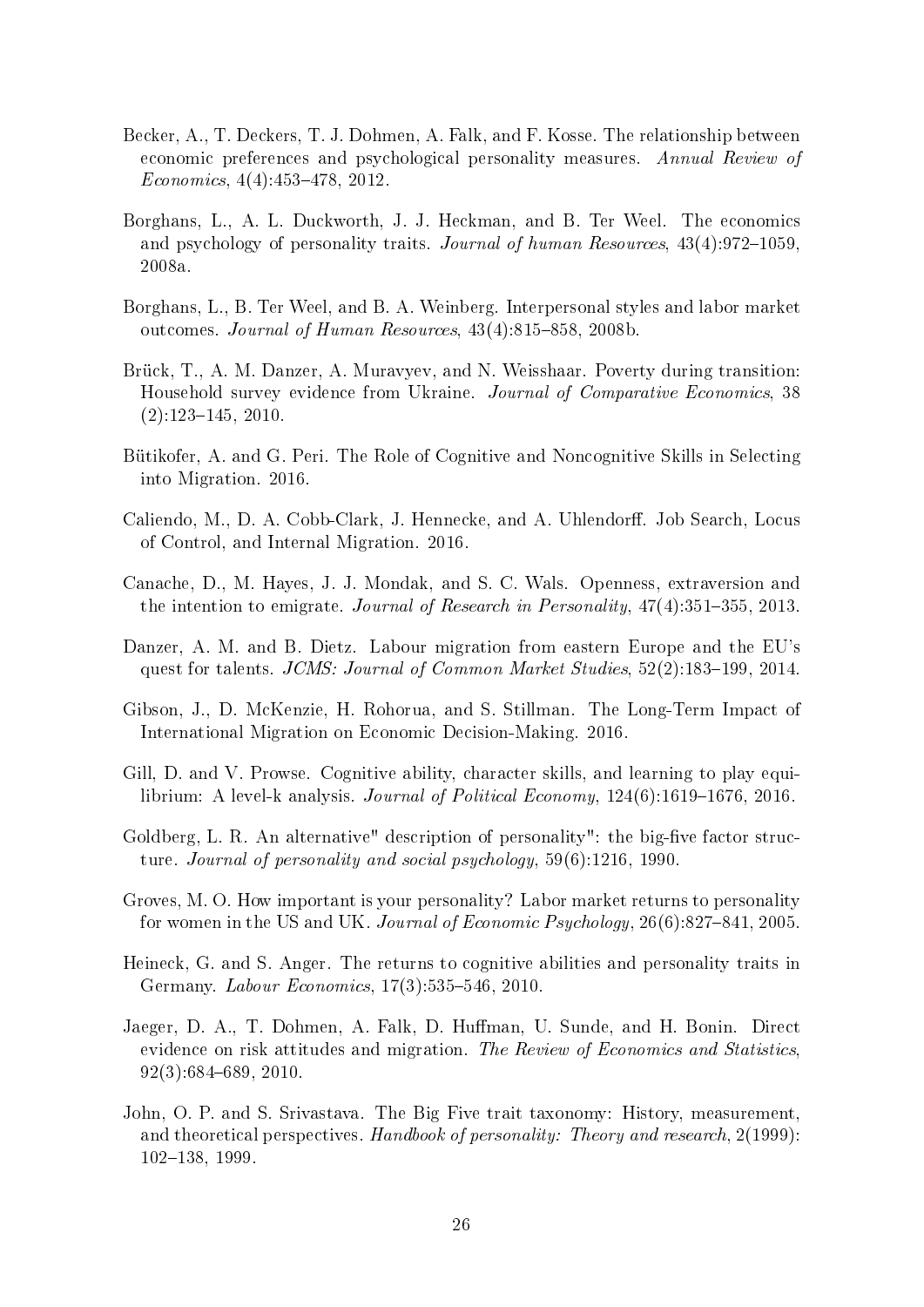Becker, A., T. Deckers, T. J. Dohmen, A. Falk, and F. Kosse. The relationship between economic preferences and psychological personality measures. *Annual Review of Economics*, 4(4):453–478, 2012.

Borghans, L., A. L. Duckworth, J. J. Heckman, and B. Ter Weel. The economics and psychology of personality traits. *Journal of human Resources*, 43(4):972–1059, 2008a.

Borghans, L., B. Ter Weel, and B. A. Weinberg. Interpersonal styles and labor market outcomes. *Journal of Human Resources*, 43(4):815–858, 2008b.

Brück, T., A. M. Danzer, A. Muravyev, and N. Weisshaar. Poverty during transition: Household survey evidence from Ukraine. *Journal of Comparative Economics*, 38 (2):123–145, 2010.

Bütikofer, A. and G. Peri. The Role of Cognitive and Noncognitive Skills in Selecting into Migration. 2016.

Caliendo, M., D. A. Cobb-Clark, J. Hennecke, and A. Uhlendorff. Job Search, Locus of Control, and Internal Migration. 2016.

Canache, D., M. Hayes, J. J. Mondak, and S. C. Wals. Openness, extraversion and the intention to emigrate. *Journal of Research in Personality*, 47(4):351–355, 2013.

Danzer, A. M. and B. Dietz. Labour migration from eastern Europe and the EU's quest for talents. *JCMS: Journal of Common Market Studies*, 52(2):183–199, 2014.

Gibson, J., D. McKenzie, H. Rohorua, and S. Stillman. The Long-Term Impact of International Migration on Economic Decision-Making. 2016.

Gill, D. and V. Prowse. Cognitive ability, character skills, and learning to play equilibrium: A level-k analysis. *Journal of Political Economy*, 124(6):1619–1676, 2016.

Goldberg, L. R. An alternative" description of personality": the big-five factor structure. *Journal of personality and social psychology*, 59(6):1216, 1990.

Groves, M. O. How important is your personality? Labor market returns to personality for women in the US and UK. *Journal of Economic Psychology*, 26(6):827–841, 2005.

Heineck, G. and S. Anger. The returns to cognitive abilities and personality traits in Germany. *Labour Economics*, 17(3):535–546, 2010.

Jaeger, D. A., T. Dohmen, A. Falk, D. Huffman, U. Sunde, and H. Bonin. Direct evidence on risk attitudes and migration. *The Review of Economics and Statistics*, 92(3):684–689, 2010.

John, O. P. and S. Srivastava. The Big Five trait taxonomy: History, measurement, and theoretical perspectives. *Handbook of personality: Theory and research*, 2(1999): 102–138, 1999.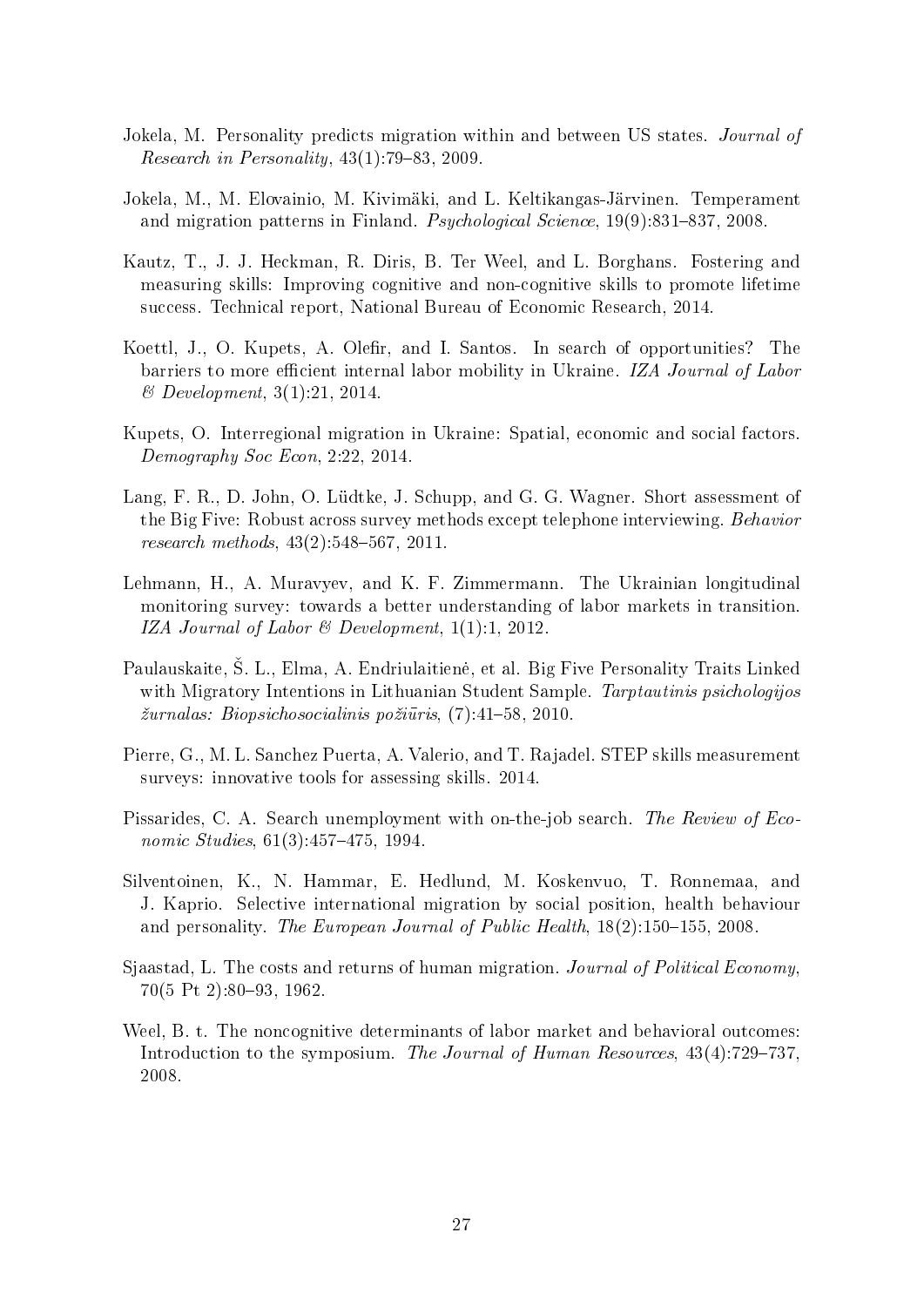Jokela, M. Personality predicts migration within and between US states. *Journal of Research in Personality*, 43(1):79–83, 2009.

Jokela, M., M. Elovainio, M. Kivimäki, and L. Keltikangas-Järvinen. Temperament and migration patterns in Finland. *Psychological Science*, 19(9):831–837, 2008.

Kautz, T., J. J. Heckman, R. Diris, B. Ter Weel, and L. Borghans. Fostering and measuring skills: Improving cognitive and non-cognitive skills to promote lifetime success. Technical report, National Bureau of Economic Research, 2014.

Koettl, J., O. Kupets, A. Olefir, and I. Santos. In search of opportunities? The barriers to more efficient internal labor mobility in Ukraine. *IZA Journal of Labor & Development*, 3(1):21, 2014.

Kupets, O. Interregional migration in Ukraine: Spatial, economic and social factors. *Demography Soc Econ*, 2:22, 2014.

Lang, F. R., D. John, O. Lüdtke, J. Schupp, and G. G. Wagner. Short assessment of the Big Five: Robust across survey methods except telephone interviewing. *Behavior research methods*, 43(2):548–567, 2011.

Lehmann, H., A. Muravyev, and K. F. Zimmermann. The Ukrainian longitudinal monitoring survey: towards a better understanding of labor markets in transition. *IZA Journal of Labor & Development*, 1(1):1, 2012.

Paulauskaite, Š. L., Elma, A. Endriulaitienė, et al. Big Five Personality Traits Linked with Migratory Intentions in Lithuanian Student Sample. *Tarptautinis psichologijos žurnalas: Biopsichosocialinis požiūris*, (7):41–58, 2010.

Pierre, G., M. L. Sanchez Puerta, A. Valerio, and T. Rajadel. STEP skills measurement surveys: innovative tools for assessing skills. 2014.

Pissarides, C. A. Search unemployment with on-the-job search. *The Review of Economic Studies*, 61(3):457–475, 1994.

Silventoinen, K., N. Hammar, E. Hedlund, M. Koskenvuo, T. Ronnemaa, and J. Kaprio. Selective international migration by social position, health behaviour and personality. *The European Journal of Public Health*, 18(2):150–155, 2008.

Sjaastad, L. The costs and returns of human migration. *Journal of Political Economy*, 70(5 Pt 2):80–93, 1962.

Weel, B. t. The noncognitive determinants of labor market and behavioral outcomes: Introduction to the symposium. *The Journal of Human Resources*, 43(4):729–737, 2008.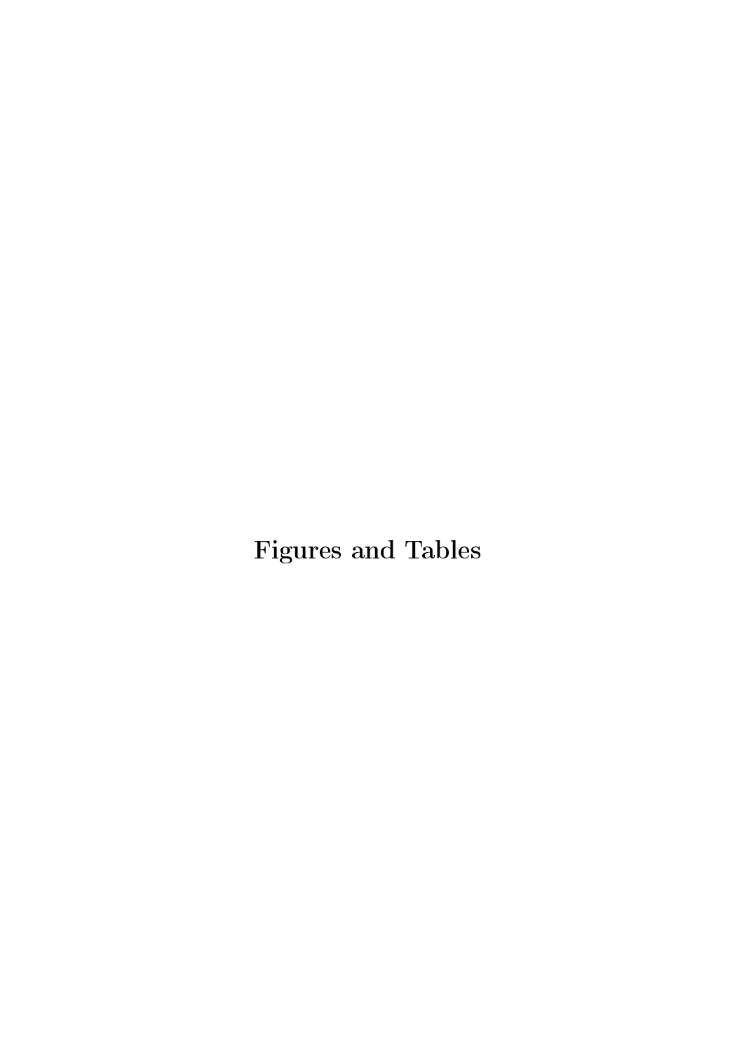# Figures and Tables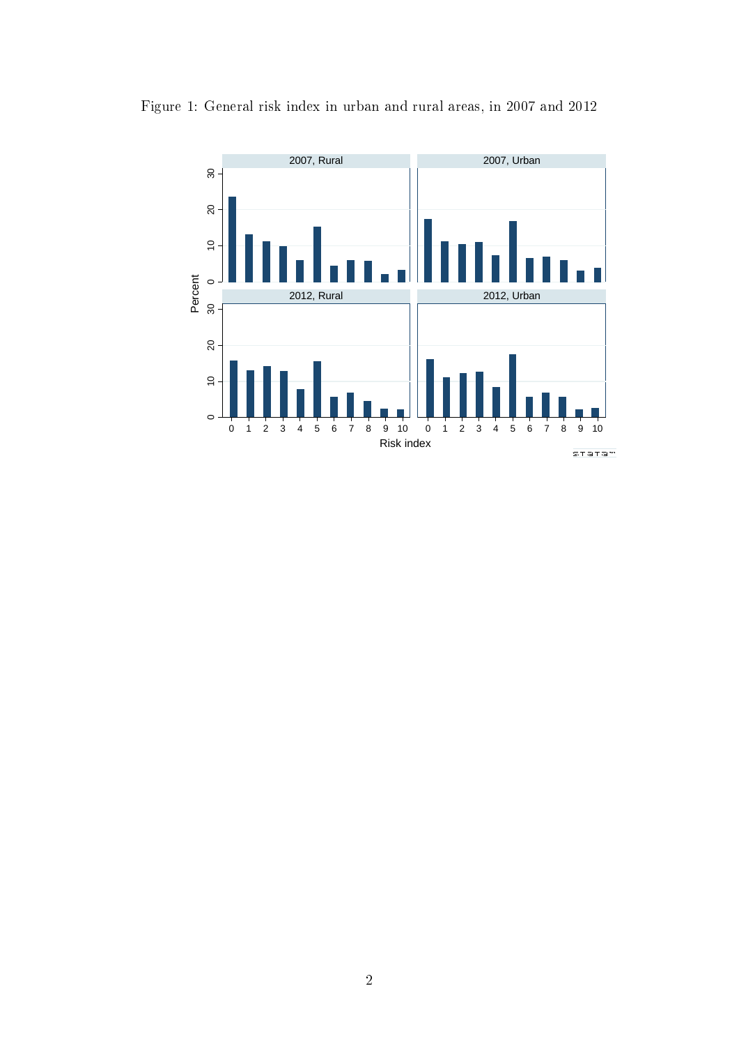Figure 1: General risk index in urban and rural areas, in 2007 and 2012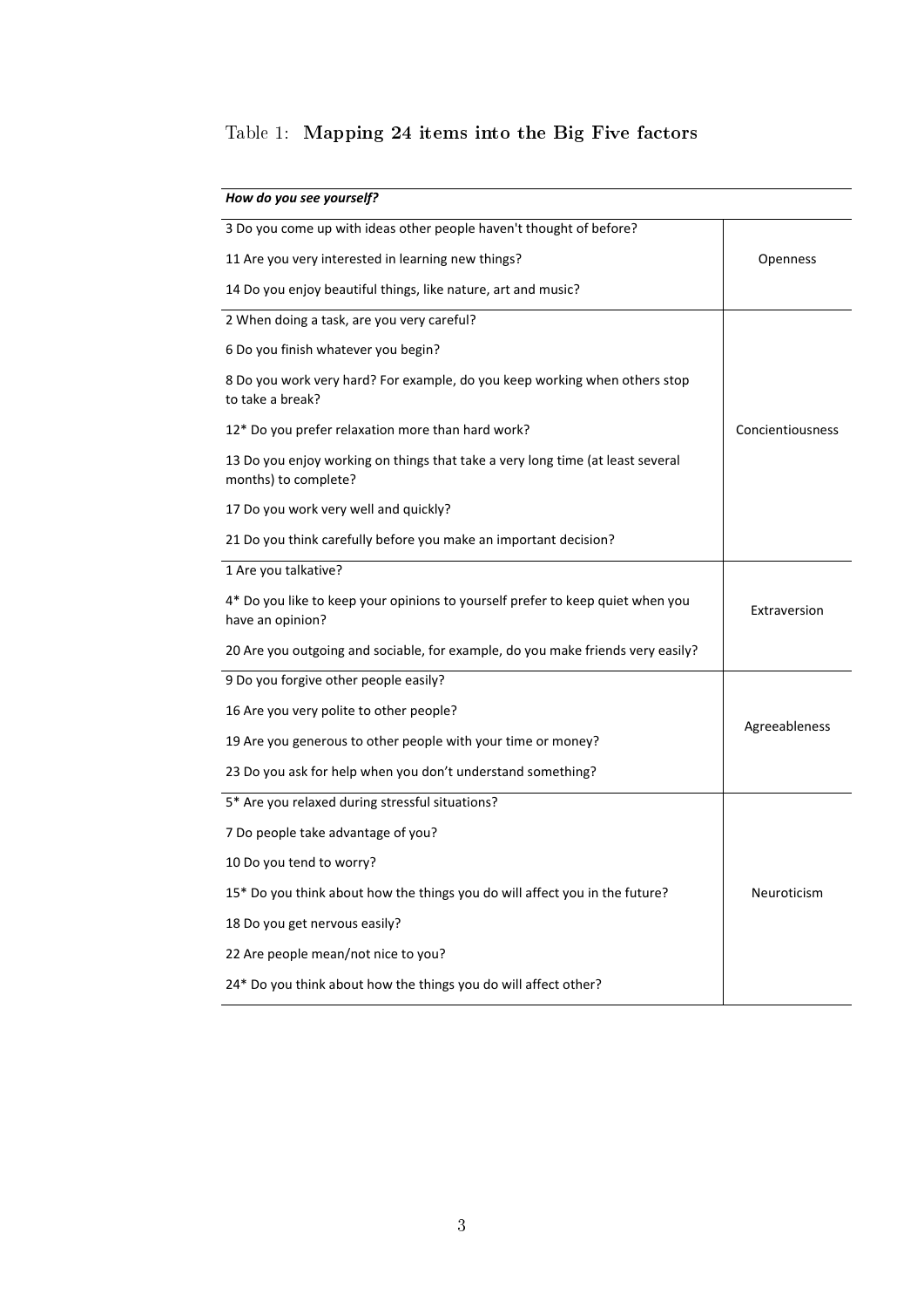Table 1: **Mapping 24 items into the Big Five factors**

| *How do you see yourself?* | |
|---|---|
| 3 Do you come up with ideas other people haven't thought of before? | Openness |
| 11 Are you very interested in learning new things? | |
| 14 Do you enjoy beautiful things, like nature, art and music? | |
| 2 When doing a task, are you very careful? | Concientiousness |
| 6 Do you finish whatever you begin? | |
| 8 Do you work very hard? For example, do you keep working when others stop to take a break? | |
| 12* Do you prefer relaxation more than hard work? | |
| 13 Do you enjoy working on things that take a very long time (at least several months) to complete? | |
| 17 Do you work very well and quickly? | |
| 21 Do you think carefully before you make an important decision? | |
| 1 Are you talkative? | Extraversion |
| 4* Do you like to keep your opinions to yourself prefer to keep quiet when you have an opinion? | |
| 20 Are you outgoing and sociable, for example, do you make friends very easily? | |
| 9 Do you forgive other people easily? | Agreeableness |
| 16 Are you very polite to other people? | |
| 19 Are you generous to other people with your time or money? | |
| 23 Do you ask for help when you don't understand something? | |
| 5* Are you relaxed during stressful situations? | Neuroticism |
| 7 Do people take advantage of you? | |
| 10 Do you tend to worry? | |
| 15* Do you think about how the things you do will affect you in the future? | |
| 18 Do you get nervous easily? | |
| 22 Are people mean/not nice to you? | |
| 24* Do you think about how the things you do will affect other? | |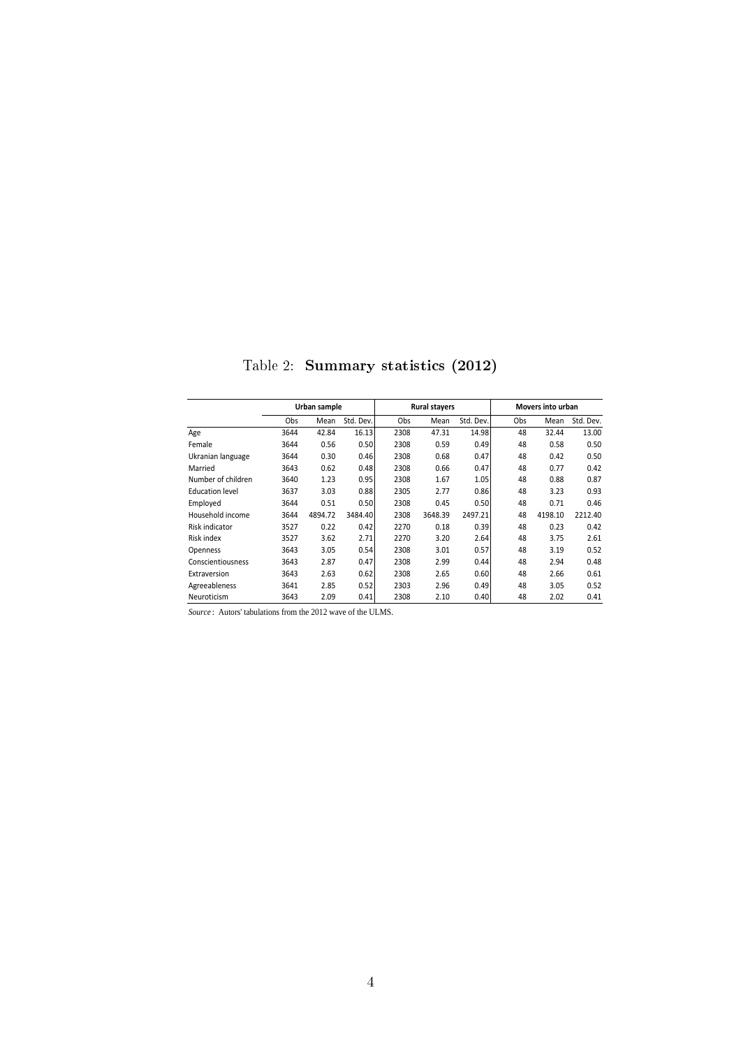Table 2: **Summary statistics (2012)**

| | Urban sample | | | Rural stayers | | | Movers into urban | | |
|---|---|---|---|---|---|---|---|---|---|
| | Obs | Mean | Std. Dev. | Obs | Mean | Std. Dev. | Obs | Mean | Std. Dev. |
| Age | 3644 | 42.84 | 16.13 | 2308 | 47.31 | 14.98 | 48 | 32.44 | 13.00 |
| Female | 3644 | 0.56 | 0.50 | 2308 | 0.59 | 0.49 | 48 | 0.58 | 0.50 |
| Ukranian language | 3644 | 0.30 | 0.46 | 2308 | 0.68 | 0.47 | 48 | 0.42 | 0.50 |
| Married | 3643 | 0.62 | 0.48 | 2308 | 0.66 | 0.47 | 48 | 0.77 | 0.42 |
| Number of children | 3640 | 1.23 | 0.95 | 2308 | 1.67 | 1.05 | 48 | 0.88 | 0.87 |
| Education level | 3637 | 3.03 | 0.88 | 2305 | 2.77 | 0.86 | 48 | 3.23 | 0.93 |
| Employed | 3644 | 0.51 | 0.50 | 2308 | 0.45 | 0.50 | 48 | 0.71 | 0.46 |
| Household income | 3644 | 4894.72 | 3484.40 | 2308 | 3648.39 | 2497.21 | 48 | 4198.10 | 2212.40 |
| Risk indicator | 3527 | 0.22 | 0.42 | 2270 | 0.18 | 0.39 | 48 | 0.23 | 0.42 |
| Risk index | 3527 | 3.62 | 2.71 | 2270 | 3.20 | 2.64 | 48 | 3.75 | 2.61 |
| Openness | 3643 | 3.05 | 0.54 | 2308 | 3.01 | 0.57 | 48 | 3.19 | 0.52 |
| Conscientiousness | 3643 | 2.87 | 0.47 | 2308 | 2.99 | 0.44 | 48 | 2.94 | 0.48 |
| Extraversion | 3643 | 2.63 | 0.62 | 2308 | 2.65 | 0.60 | 48 | 2.66 | 0.61 |
| Agreeableness | 3641 | 2.85 | 0.52 | 2303 | 2.96 | 0.49 | 48 | 3.05 | 0.52 |
| Neuroticism | 3643 | 2.09 | 0.41 | 2308 | 2.10 | 0.40 | 48 | 2.02 | 0.41 |

*Source*: Autors' tabulations from the 2012 wave of the ULMS.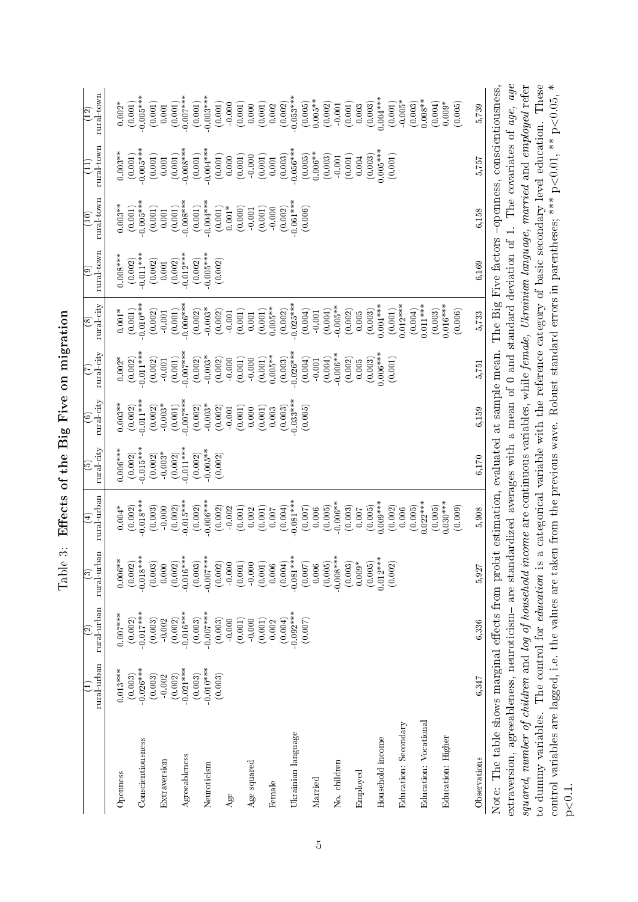# Table 3: Effects of the Big Five on migration

| | (1) rural-urban | (2) rural-urban | (3) rural-urban | (4) rural-urban | (5) rural-city | (6) rural-city | (7) rural-city | (8) rural-city | (9) rural-town | (10) rural-town | (11) rural-town | (12) rural-town |
|---|---|---|---|---|---|---|---|---|---|---|---|---|
| Openness | 0.013*** | 0.007*** | 0.006** | 0.004* | 0.006*** | 0.003** | 0.002* | 0.001* | 0.008*** | 0.003** | 0.003** | 0.002* |
| | (0.003) | (0.002) | (0.002) | (0.002) | (0.002) | (0.002) | (0.002) | (0.001) | (0.002) | (0.001) | (0.001) | (0.001) |
| Conscientiousness | -0.026*** | -0.017*** | -0.018*** | -0.018*** | -0.015*** | -0.011*** | -0.011*** | -0.010*** | -0.011*** | -0.005*** | -0.005*** | -0.005*** |
| | (0.003) | (0.003) | (0.003) | (0.003) | (0.002) | (0.002) | (0.002) | (0.002) | (0.002) | (0.001) | (0.001) | (0.001) |
| Extraversion | -0.002 | -0.002 | 0.000 | -0.000 | -0.003* | -0.003* | -0.001 | -0.001 | 0.001 | 0.001 | 0.001 | 0.001 |
| | (0.002) | (0.002) | (0.002) | (0.002) | (0.002) | (0.001) | (0.001) | (0.001) | (0.002) | (0.001) | (0.001) | (0.001) |
| Agreeableness | -0.021*** | -0.016*** | -0.016*** | -0.015*** | -0.011*** | -0.007*** | -0.007*** | -0.006*** | -0.012*** | -0.008*** | -0.008*** | -0.007*** |
| | (0.003) | (0.003) | (0.003) | (0.002) | (0.002) | (0.002) | (0.002) | (0.002) | (0.002) | (0.001) | (0.001) | (0.001) |
| Neuroticism | -0.010*** | -0.007*** | -0.007*** | -0.006*** | -0.005** | -0.003* | -0.003* | -0.003* | -0.005*** | -0.004*** | -0.004*** | -0.003*** |
| | (0.003) | (0.003) | (0.002) | (0.002) | (0.002) | (0.002) | (0.002) | (0.002) | (0.002) | (0.001) | (0.001) | (0.001) |
| Age | | -0.000 | -0.000 | -0.002 | | -0.001 | -0.000 | -0.001 | | 0.001* | 0.000 | -0.000 |
| | | (0.001) | (0.001) | (0.001) | | (0.001) | (0.001) | (0.001) | | (0.000) | (0.001) | (0.001) |
| Age squared | | -0.000 | -0.000 | 0.002 | | 0.000 | -0.000 | 0.001 | | -0.001 | -0.000 | 0.000 |
| | | (0.001) | (0.001) | (0.001) | | (0.001) | (0.001) | (0.001) | | (0.001) | (0.001) | (0.001) |
| Female | | 0.002 | 0.006 | 0.007 | | 0.003 | 0.005** | 0.005** | | -0.000 | 0.001 | 0.002 |
| | | (0.004) | (0.004) | (0.004) | | (0.003) | (0.003) | (0.002) | | (0.002) | (0.003) | (0.002) |
| Ukrainian language | | -0.092*** | -0.081*** | -0.081*** | | -0.033*** | -0.026*** | -0.025*** | | -0.061*** | -0.056*** | -0.053*** |
| | | (0.007) | (0.007) | (0.007) | | (0.005) | (0.004) | (0.004) | | (0.006) | (0.005) | (0.005) |
| Married | | | 0.006 | 0.006 | | | -0.001 | -0.001 | | | 0.006** | 0.005** |
| | | | (0.005) | (0.005) | | | (0.004) | (0.004) | | | (0.003) | (0.002) |
| No. children | | | -0.008*** | -0.006** | | | -0.006** | -0.005** | | | -0.001 | -0.001 |
| | | | (0.003) | (0.003) | | | (0.002) | (0.002) | | | (0.001) | (0.001) |
| Employed | | | 0.009* | 0.007 | | | 0.005 | 0.005 | | | 0.004 | 0.003 |
| | | | (0.005) | (0.005) | | | (0.003) | (0.003) | | | (0.003) | (0.003) |
| Household income | | | 0.012*** | 0.009*** | | | 0.006*** | 0.004*** | | | 0.005*** | 0.004*** |
| | | | (0.002) | (0.002) | | | (0.001) | (0.001) | | | (0.001) | (0.001) |
| Education: Secondary | | | | 0.006 | | | | 0.012*** | | | | -0.005* |
| | | | | (0.005) | | | | (0.004) | | | | (0.003) |
| Education: Vocational | | | | 0.022*** | | | | 0.011*** | | | | 0.008** |
| | | | | (0.005) | | | | (0.003) | | | | (0.004) |
| Education: Higher | | | | 0.030*** | | | | 0.016*** | | | | 0.009* |
| | | | | (0.009) | | | | (0.006) | | | | (0.005) |
| Observations | 6,347 | 6,336 | 5,927 | 5,908 | 6,170 | 6,159 | 5,751 | 5,733 | 6,169 | 6,158 | 5,757 | 5,739 |

Note: The table shows marginal effects from probit estimation, evaluated at sample mean. The Big Five factors –openness, conscientiousness, extraversion, agreeableness, neuroticism– are standardized averages with a mean of 0 and standard deviation of 1. The covariates of *age*, *age squared*, *number of children* and *log of household income* are continuous variables, while *female*, *Ukrainian language*, *married* and *employed* refer to dummy variables. The control for *education* is a categorical variable with the reference category of basic secondary level education. These control variables are lagged, i.e. the values are taken from the previous wave. Robust standard errors in parentheses; *** p<0.01, ** p<0.05, * p<0.1.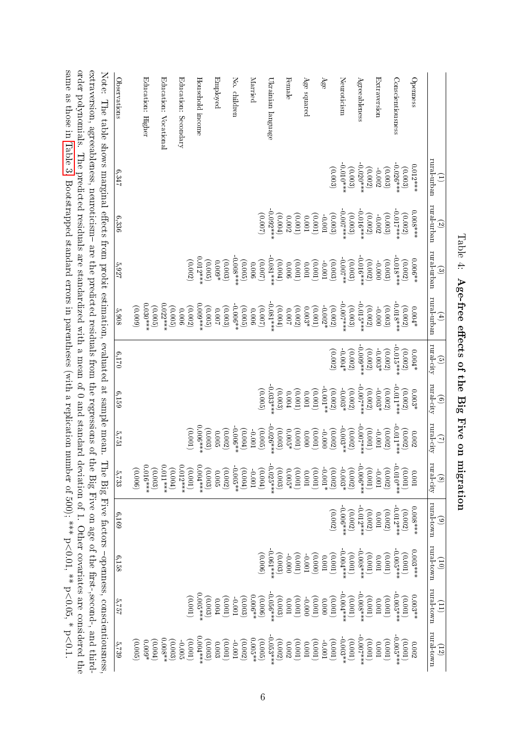Table 4: **Age-free effects of the Big Five on migration**

| | (1) rural-urban | (2) rural-urban | (3) rural-urban | (4) rural-urban | (5) rural-city | (6) rural-city | (7) rural-city | (8) rural-city | (9) rural-town | (10) rural-town | (11) rural-town | (12) rural-town |
|---|---|---|---|---|---|---|---|---|---|---|---|---|
| Openness | 0.012*** | 0.008*** | 0.006** | 0.004* | 0.004* | 0.003* | 0.002 | 0.001 | 0.008*** | 0.003*** | 0.003** | 0.002 |
| | (0.003) | (0.002) | (0.002) | (0.002) | (0.002) | (0.002) | (0.002) | (0.001) | (0.002) | (0.001) | (0.001) | (0.001) |
| Conscientiousness | -0.026*** | -0.017*** | -0.018*** | -0.018*** | -0.015*** | -0.011*** | -0.011*** | -0.010*** | -0.012*** | -0.005*** | -0.005*** | -0.005*** |
| | (0.003) | (0.003) | (0.003) | (0.003) | (0.002) | (0.002) | (0.002) | (0.002) | (0.002) | (0.001) | (0.001) | (0.001) |
| Extraversion | -0.002 | -0.002 | -0.000 | -0.000 | -0.003* | -0.003* | -0.001 | -0.001 | 0.001 | 0.001 | 0.001 | 0.001 |
| | (0.002) | (0.002) | (0.002) | (0.002) | (0.002) | (0.002) | (0.001) | (0.001) | (0.002) | (0.001) | (0.001) | (0.001) |
| Agreeableness | -0.020*** | -0.016*** | -0.016*** | -0.015*** | -0.009*** | -0.007*** | -0.007*** | -0.006*** | -0.012*** | -0.008*** | -0.008*** | -0.007*** |
| | (0.003) | (0.003) | (0.003) | (0.003) | (0.002) | (0.002) | (0.002) | (0.002) | (0.002) | (0.001) | (0.001) | (0.001) |
| Neuroticism | -0.010*** | -0.007*** | -0.007** | -0.007*** | -0.004* | -0.003* | -0.003** | -0.003* | -0.006*** | -0.004*** | -0.004*** | -0.003** |
| | (0.003) | (0.003) | (0.003) | (0.002) | (0.002) | (0.002) | (0.002) | (0.002) | (0.002) | (0.001) | (0.001) | (0.001) |
| Age | | -0.001 | -0.001 | -0.002* | | -0.001** | -0.000 | -0.001 * | | 0.001 | 0.000 | -0.001 |
| | | (0.001) | (0.001) | (0.001) | | (0.001) | (0.001) | (0.001) | | (0.000) | (0.001) | (0.001) |
| Age squared | | 0.001 | 0.001 | 0.003* | | 0.001 | 0.000 | 0.001 | | -0.001 | -0.000 | 0.001 |
| | | (0.001) | (0.001) | (0.002) | | (0.001) | (0.001) | (0.001) | | (0.001) | (0.001) | (0.001) |
| Female | | 0.002 | 0.006 | 0.007 | | 0.004 | 0.005* | 0.005* | | -0.000 | 0.001 | 0.002 |
| | | (0.004) | (0.004) | (0.004) | | (0.003) | (0.003) | (0.003) | | (0.003) | (0.003) | (0.002) |
| Ukrainian language | | -0.092*** | -0.081*** | -0.081*** | | -0.033*** | -0.026*** | -0.025*** | | -0.061*** | -0.056*** | -0.053*** |
| | | (0.007) | (0.007) | (0.007) | | (0.005) | (0.005) | (0.004) | | (0.006) | (0.006) | (0.005) |
| Married | | | 0.006 | 0.006 | | | -0.001 | -0.001 | | | 0.006** | 0.005** |
| | | | (0.005) | (0.005) | | | (0.004) | (0.004) | | | (0.003) | (0.002) |
| No. children | | | -0.008*** | -0.006** | | | -0.006** | -0.005** | | | -0.001 | -0.001 |
| | | | (0.003) | (0.003) | | | (0.002) | (0.002) | | | (0.001) | (0.001) |
| Employed | | | 0.009* | 0.007 | | | 0.005 | 0.005 | | | 0.004 | 0.003 |
| | | | (0.005) | (0.005) | | | (0.003) | (0.003) | | | (0.003) | (0.003) |
| Household income | | | 0.012*** | 0.009*** | | | 0.006*** | 0.004*** | | | 0.005*** | 0.004*** |
| | | | (0.002) | (0.002) | | | (0.001) | (0.001) | | | (0.001) | (0.001) |
| Education: Secondary | | | | 0.006 | | | | 0.012*** | | | | -0.005 |
| | | | | (0.005) | | | | (0.004) | | | | (0.003) |
| Education: Vocational | | | | 0.022*** | | | | 0.011*** | | | | 0.008** |
| | | | | (0.005) | | | | (0.003) | | | | (0.004) |
| Education: Higher | | | | 0.030*** | | | | 0.016*** | | | | 0.009* |
| | | | | (0.009) | | | | (0.006) | | | | (0.005) |
| Observations | 6,347 | 6,336 | 5,927 | 5,908 | 6,170 | 6,159 | 5,751 | 5,733 | 6,169 | 6,158 | 5,757 | 5,739 |

Note: The table shows marginal effects from probit estimation, evaluated at sample mean. The Big Five factors –openness, conscientiousness, extraversion, agreeableness, neuroticism– are the predicted residuals from the regressions of the Big Five on age of the first-,second-, and third-order polynomials. The predicted residuals are standardized with a mean of 0 and standard deviation of 1. Other covariates are considered the same as those in Table 3. Bootstrapped standard errors in parentheses (with a replication number of 500); *** p<0.01, ** p<0.05, * p<0.1.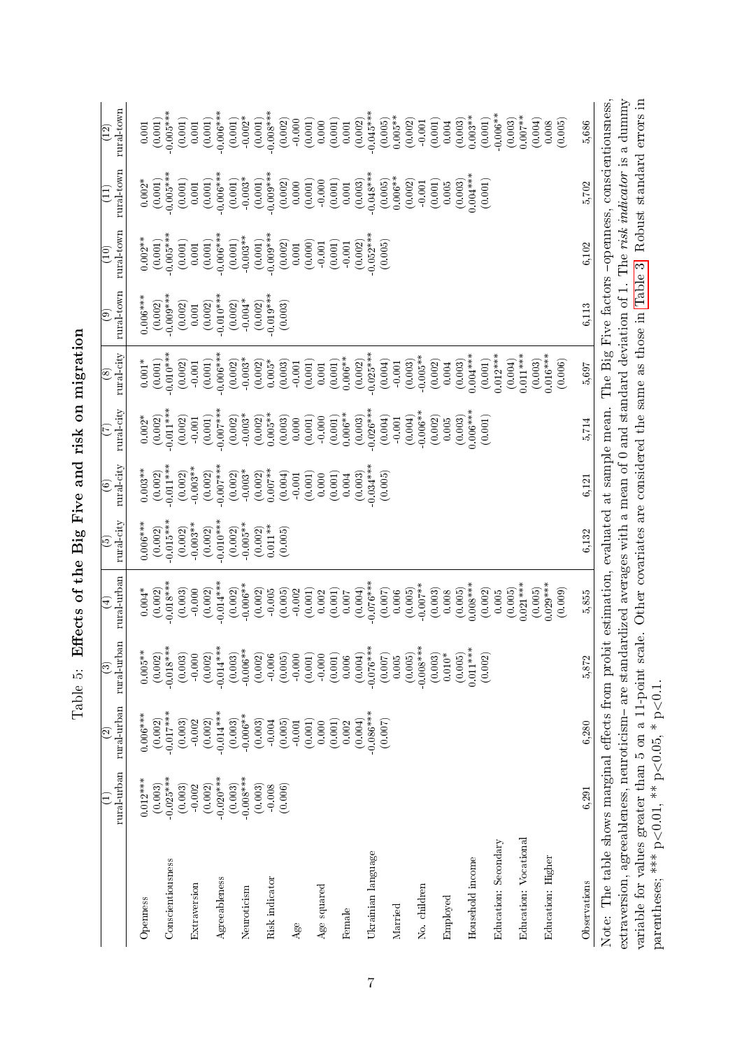# Table 5: **Effects of the Big Five and risk on migration**

| | (1) rural-urban | (2) rural-urban | (3) rural-urban | (4) rural-urban | (5) rural-city | (6) rural-city | (7) rural-city | (8) rural-city | (9) rural-town | (10) rural-town | (11) rural-town | (12) rural-town |
|---|---|---|---|---|---|---|---|---|---|---|---|---|
| Openness | 0.012*** | 0.006*** | 0.005** | 0.004* | 0.006*** | 0.003** | 0.002* | 0.001* | 0.006*** | 0.002** | 0.002* | 0.001 |
| | (0.003) | (0.002) | (0.002) | (0.002) | (0.002) | (0.002) | (0.002) | (0.001) | (0.002) | (0.001) | (0.001) | (0.001) |
| Conscientiousness | -0.025*** | -0.017*** | -0.018*** | -0.018*** | -0.015*** | -0.011*** | -0.011*** | -0.010*** | -0.009*** | -0.005*** | -0.005*** | -0.005*** |
| | (0.003) | (0.003) | (0.003) | (0.003) | (0.002) | (0.002) | (0.002) | (0.002) | (0.002) | (0.001) | (0.001) | (0.001) |
| Extraversion | -0.002 | -0.002 | -0.000 | -0.000 | -0.003** | -0.003** | -0.001 | -0.001 | 0.001 | 0.001 | 0.001 | 0.001 |
| | (0.002) | (0.002) | (0.002) | (0.002) | (0.002) | (0.002) | (0.001) | (0.001) | (0.002) | (0.001) | (0.001) | (0.001) |
| Agreeableness | -0.020*** | -0.014*** | -0.014*** | -0.014*** | -0.010*** | -0.007*** | -0.007*** | -0.006*** | -0.010*** | -0.006*** | -0.006*** | -0.006*** |
| | (0.003) | (0.003) | (0.003) | (0.002) | (0.002) | (0.002) | (0.002) | (0.002) | (0.002) | (0.001) | (0.001) | (0.001) |
| Neuroticism | -0.008*** | -0.006** | -0.006** | -0.006** | -0.005** | -0.003* | -0.003* | -0.003* | -0.004* | -0.003** | -0.003* | -0.002* |
| | (0.003) | (0.003) | (0.002) | (0.002) | (0.002) | (0.002) | (0.002) | (0.002) | (0.002) | (0.001) | (0.001) | (0.001) |
| Risk indicator | -0.008 | -0.004 | -0.006 | -0.005 | 0.011** | 0.007** | 0.005** | 0.005* | -0.019*** | -0.009*** | -0.009*** | -0.008*** |
| | (0.006) | (0.005) | (0.005) | (0.005) | (0.005) | (0.004) | (0.003) | (0.003) | (0.003) | (0.002) | (0.002) | (0.002) |
| Age | | -0.001 | -0.000 | -0.002 | | -0.001 | 0.000 | -0.001 | | 0.001 | 0.000 | -0.000 |
| | | (0.001) | (0.001) | (0.001) | | (0.001) | (0.001) | (0.001) | | (0.000) | (0.001) | (0.001) |
| Age squared | | 0.000 | -0.000 | 0.002 | | 0.000 | -0.000 | 0.001 | | -0.001 | -0.000 | 0.000 |
| | | (0.001) | (0.001) | (0.001) | | (0.001) | (0.001) | (0.001) | | (0.001) | (0.001) | (0.001) |
| Female | | 0.002 | 0.006 | 0.007 | | 0.004 | 0.006** | 0.006** | | -0.001 | 0.001 | 0.001 |
| | | (0.004) | (0.004) | (0.004) | | (0.003) | (0.003) | (0.002) | | (0.002) | (0.003) | (0.002) |
| Ukrainian language | | -0.086*** | -0.076*** | -0.076*** | | -0.034*** | -0.026*** | -0.025*** | | -0.052*** | -0.048*** | -0.045*** |
| | | (0.007) | (0.007) | (0.007) | | (0.005) | (0.004) | (0.004) | | (0.005) | (0.005) | (0.005) |
| Married | | | 0.005 | 0.006 | | | -0.001 | -0.001 | | | 0.006** | 0.005** |
| | | | (0.005) | (0.005) | | | (0.004) | (0.003) | | | (0.002) | (0.002) |
| No. children | | | -0.008*** | -0.007** | | | -0.006** | -0.005** | | | -0.001 | -0.001 |
| | | | (0.003) | (0.003) | | | (0.002) | (0.002) | | | (0.001) | (0.001) |
| Employed | | | 0.010* | 0.008 | | | 0.005 | 0.004 | | | 0.005 | 0.004 |
| | | | (0.005) | (0.005) | | | (0.003) | (0.003) | | | (0.003) | (0.003) |
| Household income | | | 0.011*** | 0.008*** | | | 0.006*** | 0.004*** | | | 0.004*** | 0.003** |
| | | | (0.002) | (0.002) | | | (0.001) | (0.001) | | | (0.001) | (0.001) |
| Education: Secondary | | | | 0.005 | | | | 0.012*** | | | | -0.006** |
| | | | | (0.005) | | | | (0.004) | | | | (0.003) |
| Education: Vocational | | | | 0.021*** | | | | 0.011*** | | | | 0.007** |
| | | | | (0.005) | | | | (0.003) | | | | (0.004) |
| Education: Higher | | | | 0.029*** | | | | 0.016*** | | | | 0.008 |
| | | | | (0.009) | | | | (0.006) | | | | (0.005) |
| Observations | 6,291 | 6,280 | 5,872 | 5,855 | 6,132 | 6,121 | 5,714 | 5,697 | 6,113 | 6,102 | 5,702 | 5,686 |

Note: The table shows marginal effects from probit estimation, evaluated at sample mean. The Big Five factors –openness, conscientiousness, extraversion, agreeableness, neuroticism– are standardized averages with a mean of 0 and standard deviation of 1. The *risk indicator* is a dummy variable for values greater than 5 on a 11-point scale. Other covariates are considered the same as those in Table 3. Robust standard errors in parentheses; *** p<0.01, ** p<0.05, * p<0.1.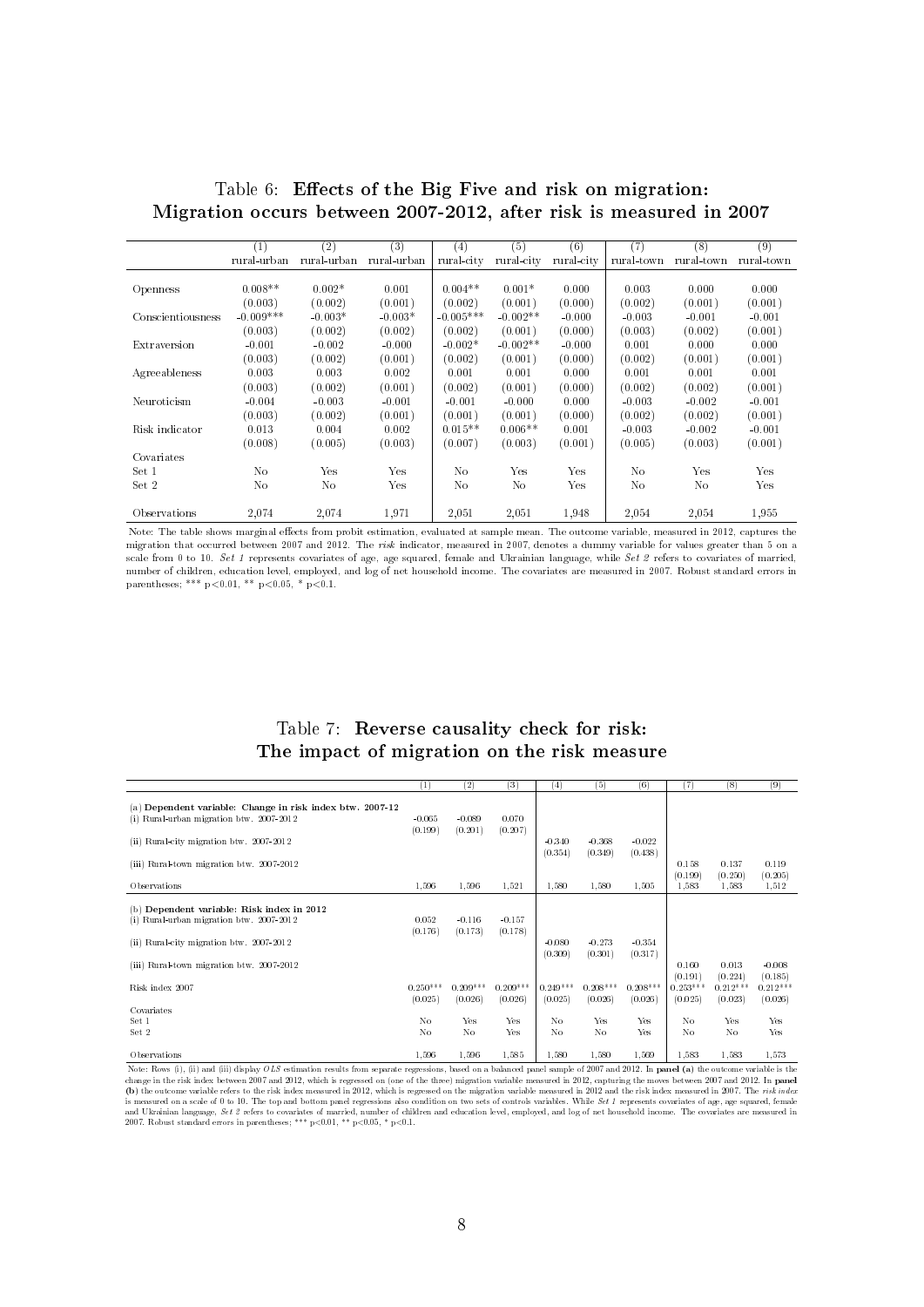## Table 6: **Effects of the Big Five and risk on migration: Migration occurs between 2007-2012, after risk is measured in 2007**

| | (1) rural-urban | (2) rural-urban | (3) rural-urban | (4) rural-city | (5) rural-city | (6) rural-city | (7) rural-town | (8) rural-town | (9) rural-town |
|---|---|---|---|---|---|---|---|---|---|
| Openness | 0.008** | 0.002* | 0.001 | 0.004** | 0.001* | 0.000 | 0.003 | 0.000 | 0.000 |
| | (0.003) | (0.002) | (0.001) | (0.002) | (0.001) | (0.000) | (0.002) | (0.001) | (0.001) |
| Conscientiousness | -0.009*** | -0.003* | -0.003* | -0.005*** | -0.002** | -0.000 | -0.003 | -0.001 | -0.001 |
| | (0.003) | (0.002) | (0.002) | (0.002) | (0.001) | (0.000) | (0.003) | (0.002) | (0.001) |
| Extraversion | -0.001 | -0.002 | -0.000 | -0.002* | -0.002** | -0.000 | 0.001 | 0.000 | 0.000 |
| | (0.003) | (0.002) | (0.001) | (0.002) | (0.001) | (0.000) | (0.002) | (0.001) | (0.001) |
| Agreeableness | 0.003 | 0.003 | 0.002 | 0.001 | 0.001 | 0.000 | 0.001 | 0.001 | 0.001 |
| | (0.003) | (0.002) | (0.001) | (0.002) | (0.001) | (0.000) | (0.002) | (0.001) | (0.001) |
| Neuroticism | -0.004 | -0.003 | -0.001 | -0.001 | -0.000 | 0.000 | -0.003 | -0.002 | -0.001 |
| | (0.003) | (0.002) | (0.001) | (0.001) | (0.001) | (0.000) | (0.002) | (0.002) | (0.001) |
| Risk indicator | 0.013 | 0.004 | 0.002 | 0.015** | 0.006** | 0.001 | -0.003 | -0.002 | -0.001 |
| | (0.008) | (0.005) | (0.003) | (0.007) | (0.003) | (0.001) | (0.005) | (0.003) | (0.001) |
| Covariates | | | | | | | | | |
| Set 1 | No | Yes | Yes | No | Yes | Yes | No | Yes | Yes |
| Set 2 | No | No | Yes | No | No | Yes | No | No | Yes |
| Observations | 2,074 | 2,074 | 1,971 | 2,051 | 2,051 | 1,948 | 2,054 | 2,054 | 1,955 |

Note: The table shows marginal effects from probit estimation, evaluated at sample mean. The outcome variable, measured in 2012, captures the migration that occurred between 2007 and 2012. The *risk* indicator, measured in 2007, denotes a dummy variable for values greater than 5 on a scale from 0 to 10. *Set 1* represents covariates of age, age squared, female and Ukrainian language, while *Set 2* refers to covariates of married, number of children, education level, employed, and log of net household income. The covariates are measured in 2007. Robust standard errors in parentheses; *** p<0.01, ** p<0.05, * p<0.1.

## Table 7: **Reverse causality check for risk: The impact of migration on the risk measure**

| | (1) | (2) | (3) | (4) | (5) | (6) | (7) | (8) | (9) |
|---|---|---|---|---|---|---|---|---|---|
| **(a) Dependent variable: Change in risk index btw. 2007-12** | | | | | | | | | |
| (i) Rural-urban migration btw. 2007-2012 | -0.065 | -0.089 | 0.070 | | | | | | |
| | (0.199) | (0.201) | (0.207) | | | | | | |
| (ii) Rural-city migration btw. 2007-2012 | | | | -0.340 | -0.368 | -0.022 | | | |
| | | | | (0.354) | (0.349) | (0.438) | | | |
| (iii) Rural-town migration btw. 2007-2012 | | | | | | | 0.158 | 0.137 | 0.119 |
| | | | | | | | (0.199) | (0.250) | (0.205) |
| Observations | 1,596 | 1,596 | 1,521 | 1,580 | 1,580 | 1,505 | 1,583 | 1,583 | 1,512 |
| **(b) Dependent variable: Risk index in 2012** | | | | | | | | | |
| (i) Rural-urban migration btw. 2007-2012 | 0.052 | -0.116 | -0.157 | | | | | | |
| | (0.176) | (0.173) | (0.178) | | | | | | |
| (ii) Rural-city migration btw. 2007-2012 | | | | -0.080 | -0.273 | -0.354 | | | |
| | | | | (0.309) | (0.301) | (0.317) | | | |
| (iii) Rural-town migration btw. 2007-2012 | | | | | | | 0.160 | 0.013 | -0.008 |
| | | | | | | | (0.191) | (0.224) | (0.185) |
| Risk index 2007 | 0.250*** | 0.209*** | 0.209*** | 0.249*** | 0.208*** | 0.208*** | 0.253*** | 0.212*** | 0.212*** |
| | (0.025) | (0.026) | (0.026) | (0.025) | (0.026) | (0.026) | (0.025) | (0.023) | (0.026) |
| Covariates | | | | | | | | | |
| Set 1 | No | Yes | Yes | No | Yes | Yes | No | Yes | Yes |
| Set 2 | No | No | Yes | No | No | Yes | No | No | Yes |
| Observations | 1,596 | 1,596 | 1,585 | 1,580 | 1,580 | 1,569 | 1,583 | 1,583 | 1,573 |

Note: Rows (i), (ii) and (iii) display *OLS* estimation results from separate regressions, based on a balanced panel sample of 2007 and 2012. In **panel (a)** the outcome variable is the change in the risk index between 2007 and 2012, which is regressed on (one of the three) migration variable measured in 2012, capturing the moves between 2007 and 2012. In **panel (b)** the outcome variable refers to the risk index measured in 2012, which is regressed on the migration variable measured in 2012 and the risk index measured in 2007. The *risk index* is measured on a scale of 0 to 10. The top and bottom panel regressions also condition on two sets of controls variables. While *Set 1* represents covariates of age, age squared, female and Ukrainian language, *Set 2* refers to covariates of married, number of children and education level, employed, and log of net household income. The covariates are measured in 2007. Robust standard errors in parentheses; *** p<0.01, ** p<0.05, * p<0.1.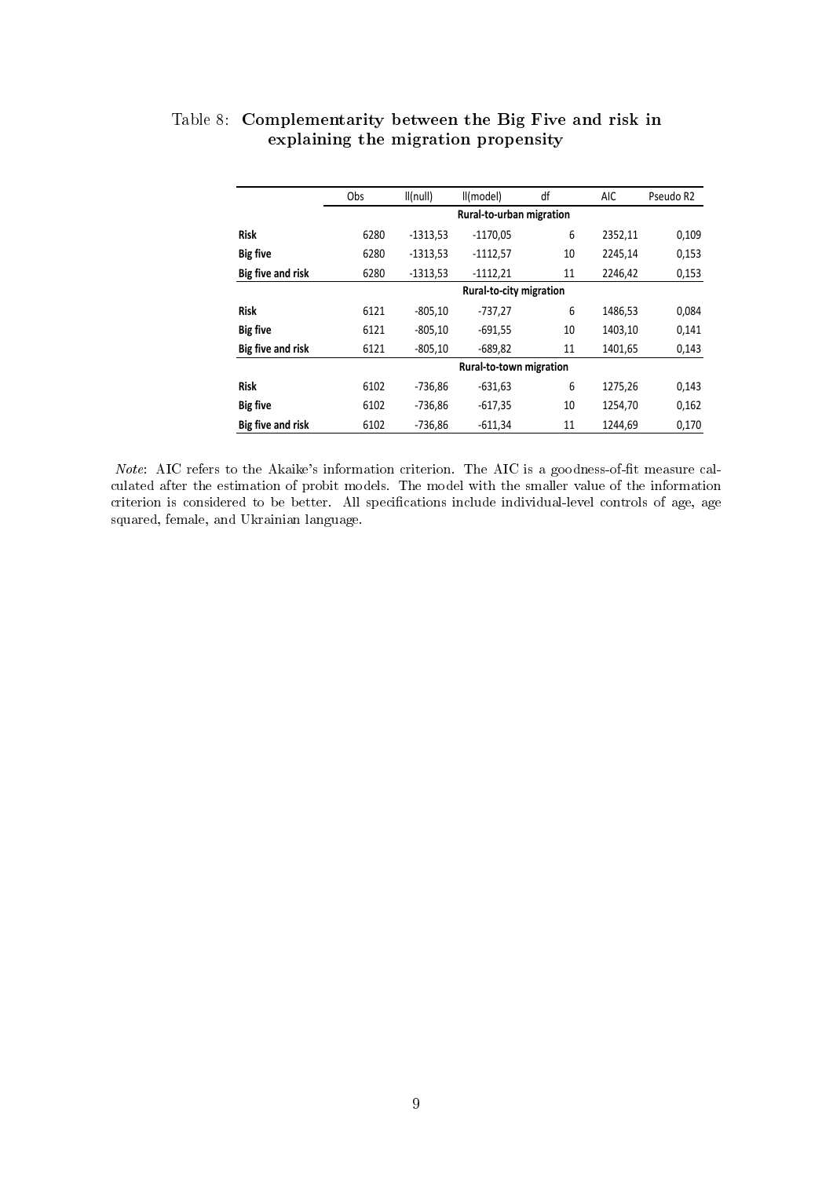Table 8: **Complementarity between the Big Five and risk in explaining the migration propensity**

| | Obs | ll(null) | ll(model) | df | AIC | Pseudo R2 |
|---|---|---|---|---|---|---|
| | **Rural-to-urban migration** | | | | | |
| **Risk** | 6280 | -1313,53 | -1170,05 | 6 | 2352,11 | 0,109 |
| **Big five** | 6280 | -1313,53 | -1112,57 | 10 | 2245,14 | 0,153 |
| **Big five and risk** | 6280 | -1313,53 | -1112,21 | 11 | 2246,42 | 0,153 |
| | **Rural-to-city migration** | | | | | |
| **Risk** | 6121 | -805,10 | -737,27 | 6 | 1486,53 | 0,084 |
| **Big five** | 6121 | -805,10 | -691,55 | 10 | 1403,10 | 0,141 |
| **Big five and risk** | 6121 | -805,10 | -689,82 | 11 | 1401,65 | 0,143 |
| | **Rural-to-town migration** | | | | | |
| **Risk** | 6102 | -736,86 | -631,63 | 6 | 1275,26 | 0,143 |
| **Big five** | 6102 | -736,86 | -617,35 | 10 | 1254,70 | 0,162 |
| **Big five and risk** | 6102 | -736,86 | -611,34 | 11 | 1244,69 | 0,170 |

*Note*: AIC refers to the Akaike's information criterion. The AIC is a goodness-of-fit measure calculated after the estimation of probit models. The model with the smaller value of the information criterion is considered to be better. All specifications include individual-level controls of age, age squared, female, and Ukrainian language.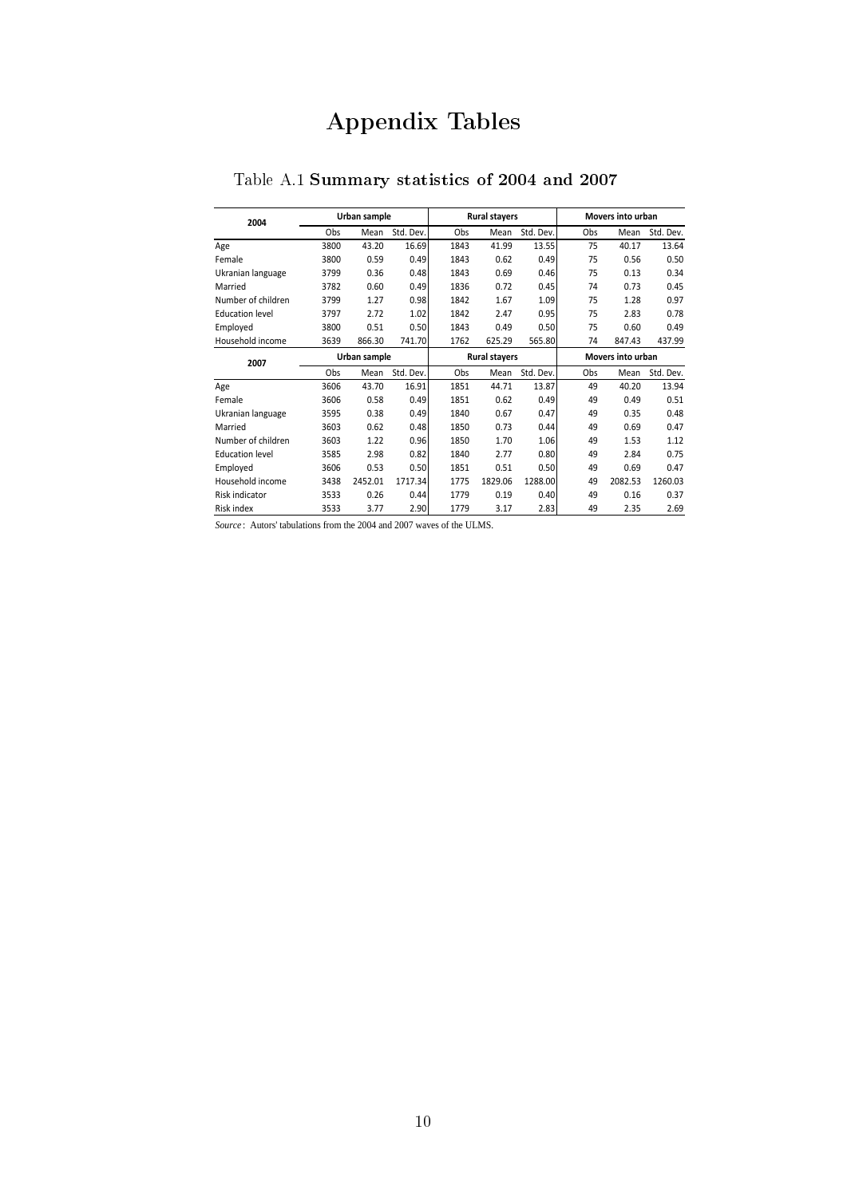# Appendix Tables

Table A.1 **Summary statistics of 2004 and 2007**

| 2004 | Urban sample | | | Rural stayers | | | Movers into urban | | |
|---|---|---|---|---|---|---|---|---|---|
| | Obs | Mean | Std. Dev. | Obs | Mean | Std. Dev. | Obs | Mean | Std. Dev. |
| Age | 3800 | 43.20 | 16.69 | 1843 | 41.99 | 13.55 | 75 | 40.17 | 13.64 |
| Female | 3800 | 0.59 | 0.49 | 1843 | 0.62 | 0.49 | 75 | 0.56 | 0.50 |
| Ukranian language | 3799 | 0.36 | 0.48 | 1843 | 0.69 | 0.46 | 75 | 0.13 | 0.34 |
| Married | 3782 | 0.60 | 0.49 | 1836 | 0.72 | 0.45 | 74 | 0.73 | 0.45 |
| Number of children | 3799 | 1.27 | 0.98 | 1842 | 1.67 | 1.09 | 75 | 1.28 | 0.97 |
| Education level | 3797 | 2.72 | 1.02 | 1842 | 2.47 | 0.95 | 75 | 2.83 | 0.78 |
| Employed | 3800 | 0.51 | 0.50 | 1843 | 0.49 | 0.50 | 75 | 0.60 | 0.49 |
| Household income | 3639 | 866.30 | 741.70 | 1762 | 625.29 | 565.80 | 74 | 847.43 | 437.99 |
| **2007** | **Urban sample** | | | **Rural stayers** | | | **Movers into urban** | | |
| | Obs | Mean | Std. Dev. | Obs | Mean | Std. Dev. | Obs | Mean | Std. Dev. |
| Age | 3606 | 43.70 | 16.91 | 1851 | 44.71 | 13.87 | 49 | 40.20 | 13.94 |
| Female | 3606 | 0.58 | 0.49 | 1851 | 0.62 | 0.49 | 49 | 0.49 | 0.51 |
| Ukranian language | 3595 | 0.38 | 0.49 | 1840 | 0.67 | 0.47 | 49 | 0.35 | 0.48 |
| Married | 3603 | 0.62 | 0.48 | 1850 | 0.73 | 0.44 | 49 | 0.69 | 0.47 |
| Number of children | 3603 | 1.22 | 0.96 | 1850 | 1.70 | 1.06 | 49 | 1.53 | 1.12 |
| Education level | 3585 | 2.98 | 0.82 | 1840 | 2.77 | 0.80 | 49 | 2.84 | 0.75 |
| Employed | 3606 | 0.53 | 0.50 | 1851 | 0.51 | 0.50 | 49 | 0.69 | 0.47 |
| Household income | 3438 | 2452.01 | 1717.34 | 1775 | 1829.06 | 1288.00 | 49 | 2082.53 | 1260.03 |
| Risk indicator | 3533 | 0.26 | 0.44 | 1779 | 0.19 | 0.40 | 49 | 0.16 | 0.37 |
| Risk index | 3533 | 3.77 | 2.90 | 1779 | 3.17 | 2.83 | 49 | 2.35 | 2.69 |

*Source*: Autors' tabulations from the 2004 and 2007 waves of the ULMS.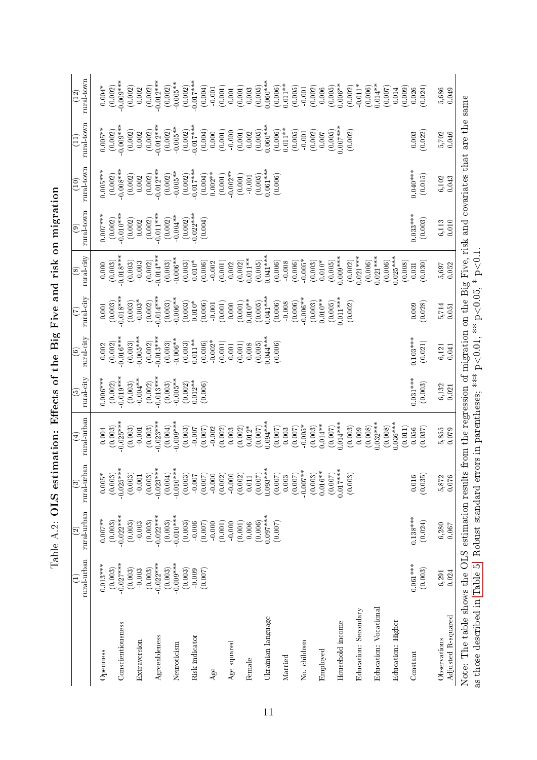Table A.2: **OLS estimation: Effects of the Big Five and risk on migration**

| | (1) rural-urban | (2) rural-urban | (3) rural-urban | (4) rural-urban | (5) rural-city | (6) rural-city | (7) rural-city | (8) rural-city | (9) rural-town | (10) rural-town | (11) rural-town | (12) rural-town |
|---|---|---|---|---|---|---|---|---|---|---|---|---|
| Openness | 0.013*** | 0.007** | 0.005* | 0.004 | 0.006*** | 0.002 | 0.001 | 0.000 | 0.007*** | 0.005*** | 0.005** | 0.004* |
| | (0.003) | (0.003) | (0.003) | (0.003) | (0.002) | (0.002) | (0.003) | (0.003) | (0.002) | (0.002) | (0.002) | (0.002) |
| Conscientiousness | -0.027*** | -0.022*** | -0.025*** | -0.025*** | -0.019*** | -0.016*** | -0.018*** | -0.018*** | -0.010*** | -0.008*** | -0.009*** | -0.009*** |
| | (0.003) | (0.003) | (0.003) | (0.003) | (0.003) | (0.003) | (0.003) | (0.003) | (0.002) | (0.002) | (0.002) | (0.002) |
| Extraversion | -0.003 | -0.003 | -0.001 | -0.001 | -0.004** | -0.005*** | -0.003* | -0.003 | 0.002 | 0.002 | 0.002 | 0.002 |
| | (0.003) | (0.003) | (0.003) | (0.003) | (0.002) | (0.002) | (0.002) | (0.002) | (0.002) | (0.002) | (0.002) | (0.002) |
| Agreeableness | -0.022*** | -0.022*** | -0.023*** | -0.023*** | -0.013*** | -0.013*** | -0.014*** | -0.014*** | -0.011*** | -0.012*** | -0.012*** | -0.012*** |
| | (0.003) | (0.003) | (0.004) | (0.004) | (0.003) | (0.003) | (0.003) | (0.003) | (0.002) | (0.002) | (0.002) | (0.002) |
| Neuroticism | -0.009*** | -0.010*** | -0.010*** | -0.009*** | -0.005** | -0.006** | -0.006** | -0.006** | -0.004** | -0.005** | -0.005** | -0.005** |
| | (0.003) | (0.003) | (0.003) | (0.003) | (0.002) | (0.003) | (0.003) | (0.003) | (0.002) | (0.002) | (0.002) | (0.002) |
| Risk indicator | -0.009 | -0.006 | -0.007 | -0.007 | 0.012** | 0.011** | 0.010* | 0.010* | -0.022*** | -0.017*** | -0.017*** | -0.017*** |
| | (0.007) | (0.007) | (0.007) | (0.007) | (0.006) | (0.006) | (0.006) | (0.006) | (0.004) | (0.004) | (0.004) | (0.004) |
| Age | | -0.000 | -0.000 | -0.002 | | -0.002* | -0.001 | -0.002 | | 0.002** | 0.000 | -0.001 |
| | | (0.001) | (0.002) | (0.002) | | (0.001) | (0.001) | (0.001) | | (0.001) | (0.001) | (0.001) |
| Age squared | | -0.000 | -0.000 | 0.003 | | 0.001 | 0.000 | 0.002 | | -0.002** | -0.000 | 0.001 |
| | | (0.001) | (0.002) | (0.002) | | (0.001) | (0.001) | (0.002) | | (0.001) | (0.001) | (0.001) |
| Female | | 0.006 | 0.011 | 0.012* | | 0.008 | 0.010** | 0.011** | | -0.001 | 0.002 | 0.003 |
| | | (0.006) | (0.007) | (0.007) | | (0.005) | (0.005) | (0.005) | | (0.005) | (0.005) | (0.005) |
| Ukrainian language | | -0.097*** | -0.093*** | -0.094*** | | -0.044*** | -0.041*** | -0.041*** | | -0.061*** | -0.060*** | -0.060*** |
| | | (0.007) | (0.007) | (0.007) | | (0.006) | (0.006) | (0.006) | | (0.006) | (0.006) | (0.006) |
| Married | | | 0.003 | 0.003 | | | -0.008 | -0.008 | | | 0.011** | 0.011** |
| | | | (0.007) | (0.007) | | | (0.006) | (0.006) | | | (0.005) | (0.005) |
| No. children | | | -0.007** | -0.005* | | | -0.006** | -0.005* | | | -0.001 | -0.001 |
| | | | (0.003) | (0.003) | | | (0.003) | (0.003) | | | (0.002) | (0.002) |
| Employed | | | 0.016** | 0.014** | | | 0.010** | 0.010* | | | 0.007 | 0.006 |
| | | | (0.007) | (0.007) | | | (0.005) | (0.005) | | | (0.005) | (0.005) |
| Household income | | | 0.017*** | 0.014*** | | | 0.011*** | 0.009*** | | | 0.007*** | 0.006** |
| | | | (0.003) | (0.003) | | | (0.002) | (0.002) | | | (0.002) | (0.002) |
| Education: Secondary | | | | 0.009 | | | | 0.021*** | | | | -0.011* |
| | | | | (0.008) | | | | (0.006) | | | | (0.006) |
| Education: Vocational | | | | 0.032*** | | | | 0.021*** | | | | 0.014** |
| | | | | (0.008) | | | | (0.006) | | | | (0.007) |
| Education: Higher | | | | 0.036*** | | | | 0.025*** | | | | 0.014 |
| | | | | (0.011) | | | | (0.008) | | | | (0.009) |
| Constant | 0.061*** | 0.138*** | 0.016 | 0.056 | 0.031*** | 0.103*** | 0.009 | 0.031 | 0.033*** | 0.040*** | 0.003 | 0.026 |
| | (0.003) | (0.024) | (0.035) | (0.037) | (0.003) | (0.021) | (0.028) | (0.030) | (0.003) | (0.015) | (0.022) | (0.024) |
| Observations | 6,291 | 6,280 | 5,872 | 5,855 | 6,132 | 6,121 | 5,714 | 5,697 | 6,113 | 6,102 | 5,702 | 5,686 |
| Adjusted R-squared | 0.024 | 0.067 | 0.076 | 0.079 | 0.021 | 0.041 | 0.051 | 0.052 | 0.010 | 0.043 | 0.046 | 0.049 |

Note: The table shows the OLS estimation results from the regression of migration on the Big Five, risk and covariates that are the same as those described in Table 5. Robust standard errors in parentheses; *** p<0.01, ** p<0.05, * p<0.1.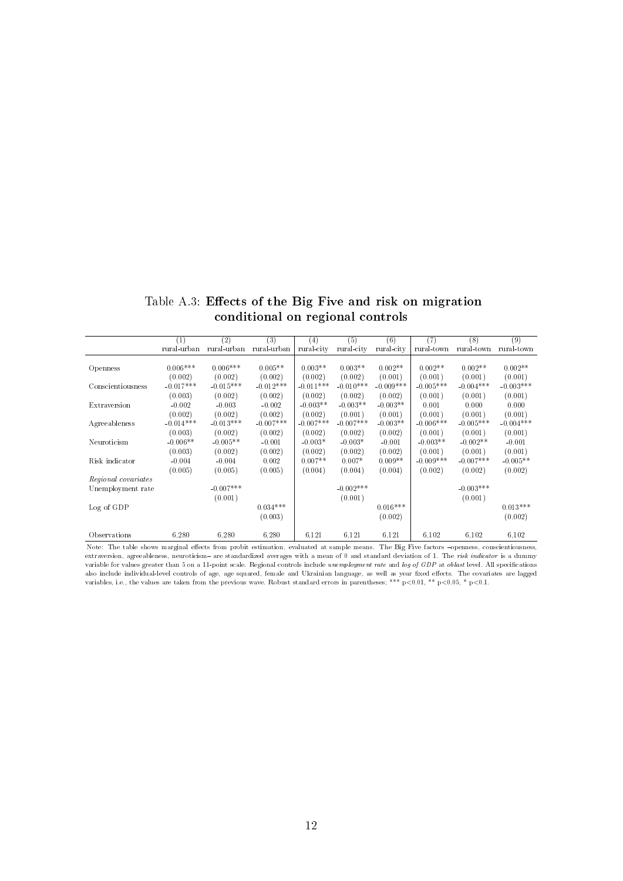Table A.3: **Effects of the Big Five and risk on migration conditional on regional controls**

| | (1) | (2) | (3) | (4) | (5) | (6) | (7) | (8) | (9) |
|---|---|---|---|---|---|---|---|---|---|
| | rural-urban | rural-urban | rural-urban | rural-city | rural-city | rural-city | rural-town | rural-town | rural-town |
| Openness | 0.006*** | 0.006*** | 0.005** | 0.003** | 0.003** | 0.002** | 0.002** | 0.002** | 0.002** |
| | (0.002) | (0.002) | (0.002) | (0.002) | (0.002) | (0.001) | (0.001) | (0.001) | (0.001) |
| Conscientiousness | -0.017*** | -0.015*** | -0.012*** | -0.011*** | -0.010*** | -0.009*** | -0.005*** | -0.004*** | -0.003*** |
| | (0.003) | (0.002) | (0.002) | (0.002) | (0.002) | (0.002) | (0.001) | (0.001) | (0.001) |
| Extraversion | -0.002 | -0.003 | -0.002 | -0.003** | -0.003** | -0.003** | 0.001 | 0.000 | 0.000 |
| | (0.002) | (0.002) | (0.002) | (0.002) | (0.001) | (0.001) | (0.001) | (0.001) | (0.001) |
| Agreeableness | -0.014*** | -0.013*** | -0.007*** | -0.007*** | -0.007*** | -0.003** | -0.006*** | -0.005*** | -0.004*** |
| | (0.003) | (0.002) | (0.002) | (0.002) | (0.002) | (0.002) | (0.001) | (0.001) | (0.001) |
| Neuroticism | -0.006** | -0.005** | -0.001 | -0.003* | -0.003* | -0.001 | -0.003** | -0.002** | -0.001 |
| | (0.003) | (0.002) | (0.002) | (0.002) | (0.002) | (0.002) | (0.001) | (0.001) | (0.001) |
| Risk indicator | -0.004 | -0.004 | 0.002 | 0.007** | 0.007* | 0.009** | -0.009*** | -0.007*** | -0.005** |
| | (0.005) | (0.005) | (0.005) | (0.004) | (0.004) | (0.004) | (0.002) | (0.002) | (0.002) |
| *Regional covariates* | | | | | | | | | |
| Unemployment rate | | -0.007*** | | | -0.002*** | | | -0.003*** | |
| | | (0.001) | | | (0.001) | | | (0.001) | |
| Log of GDP | | | 0.034*** | | | 0.016*** | | | 0.013*** |
| | | | (0.003) | | | (0.002) | | | (0.002) |
| Observations | 6,280 | 6,280 | 6,280 | 6,121 | 6,121 | 6,121 | 6,102 | 6,102 | 6,102 |

Note: The table shows marginal effects from probit estimation, evaluated at sample means. The Big Five factors –openness, conscientiousness, extraversion, agreeableness, neuroticism– are standardized averages with a mean of 0 and standard deviation of 1. The *risk indicator* is a dummy variable for values greater than 5 on a 11-point scale. Regional controls include *unemployment rate* and *log of GDP* at *oblast* level. All specifications also include individual-level controls of age, age squared, female and Ukrainian language, as well as year fixed effects. The covariates are lagged variables, i.e., the values are taken from the previous wave. Robust standard errors in parentheses; *** p<0.01, ** p<0.05, * p<0.1.